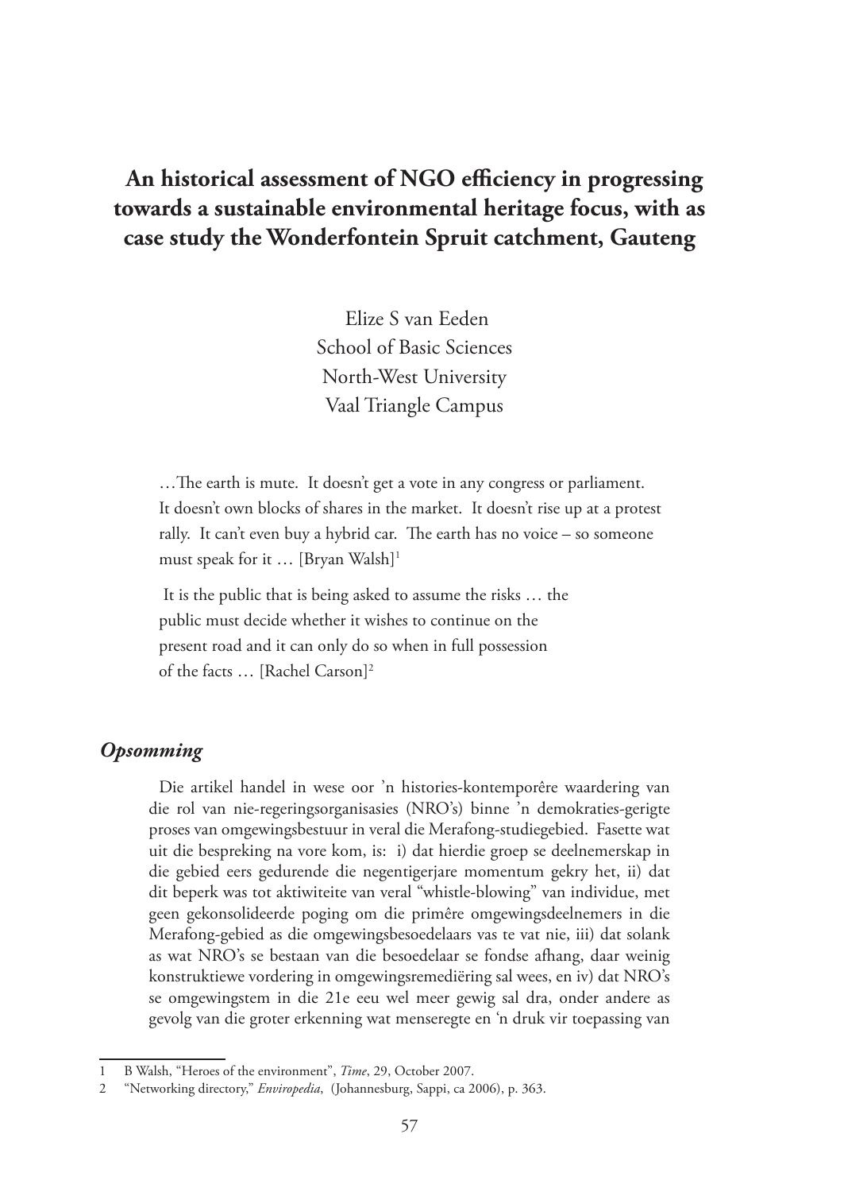# An historical assessment of NGO efficiency in progressing towards a sustainable environmental heritage focus, with as case study the Wonderfontein Spruit catchment, Gauteng

Elize S van Eeden
School of Basic Sciences
North-West University
Vaal Triangle Campus

> …The earth is mute. It doesn't get a vote in any congress or parliament. It doesn't own blocks of shares in the market. It doesn't rise up at a protest rally. It can't even buy a hybrid car. The earth has no voice – so someone must speak for it … [Bryan Walsh][1]

> It is the public that is being asked to assume the risks … the public must decide whether it wishes to continue on the present road and it can only do so when in full possession of the facts … [Rachel Carson][2]

## *Opsomming*

Die artikel handel in wese oor 'n histories-kontemporêre waardering van die rol van nie-regeringsorganisasies (NRO's) binne 'n demokraties-gerigte proses van omgewingsbestuur in veral die Merafong-studiegebied. Fasette wat uit die bespreking na vore kom, is: i) dat hierdie groep se deelnemerskap in die gebied eers gedurende die negentigerjare momentum gekry het, ii) dat dit beperk was tot aktiwiteite van veral "whistle-blowing" van individue, met geen gekonsolideerde poging om die primêre omgewingsdeelnemers in die Merafong-gebied as die omgewingsbesoedelaars vas te vat nie, iii) dat solank as wat NRO's se bestaan van die besoedelaar se fondse afhang, daar weinig konstruktiewe vordering in omgewingsremediëring sal wees, en iv) dat NRO's se omgewingstem in die 21e eeu wel meer gewig sal dra, onder andere as gevolg van die groter erkenning wat menseregte en 'n druk vir toepassing van

---

1 B Walsh, "Heroes of the environment", *Time*, 29, October 2007.

2 "Networking directory," *Enviropedia*, (Johannesburg, Sappi, ca 2006), p. 363.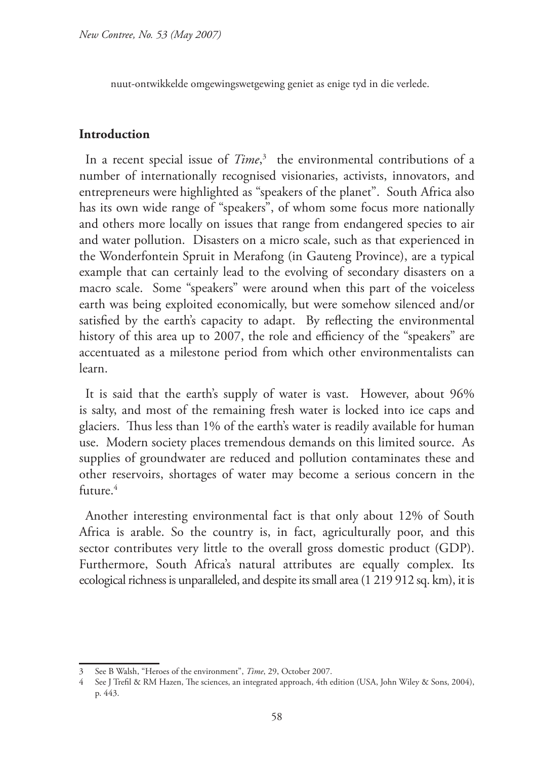nuut-ontwikkelde omgewingswetgewing geniet as enige tyd in die verlede.

## Introduction

In a recent special issue of *Time*,[3] the environmental contributions of a number of internationally recognised visionaries, activists, innovators, and entrepreneurs were highlighted as "speakers of the planet". South Africa also has its own wide range of "speakers", of whom some focus more nationally and others more locally on issues that range from endangered species to air and water pollution. Disasters on a micro scale, such as that experienced in the Wonderfontein Spruit in Merafong (in Gauteng Province), are a typical example that can certainly lead to the evolving of secondary disasters on a macro scale. Some "speakers" were around when this part of the voiceless earth was being exploited economically, but were somehow silenced and/or satisfied by the earth's capacity to adapt. By reflecting the environmental history of this area up to 2007, the role and efficiency of the "speakers" are accentuated as a milestone period from which other environmentalists can learn.

It is said that the earth's supply of water is vast. However, about 96% is salty, and most of the remaining fresh water is locked into ice caps and glaciers. Thus less than 1% of the earth's water is readily available for human use. Modern society places tremendous demands on this limited source. As supplies of groundwater are reduced and pollution contaminates these and other reservoirs, shortages of water may become a serious concern in the future.[4]

Another interesting environmental fact is that only about 12% of South Africa is arable. So the country is, in fact, agriculturally poor, and this sector contributes very little to the overall gross domestic product (GDP). Furthermore, South Africa's natural attributes are equally complex. Its ecological richness is unparalleled, and despite its small area (1 219 912 sq. km), it is

---

3 See B Walsh, "Heroes of the environment", *Time*, 29, October 2007.

4 See J Trefil & RM Hazen, The sciences, an integrated approach, 4th edition (USA, John Wiley & Sons, 2004), p. 443.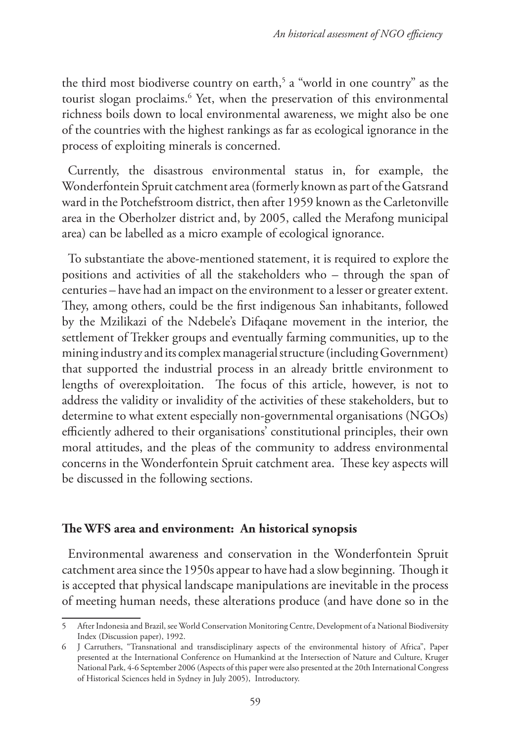the third most biodiverse country on earth,[5] a "world in one country" as the tourist slogan proclaims.[6] Yet, when the preservation of this environmental richness boils down to local environmental awareness, we might also be one of the countries with the highest rankings as far as ecological ignorance in the process of exploiting minerals is concerned.

Currently, the disastrous environmental status in, for example, the Wonderfontein Spruit catchment area (formerly known as part of the Gatsrand ward in the Potchefstroom district, then after 1959 known as the Carletonville area in the Oberholzer district and, by 2005, called the Merafong municipal area) can be labelled as a micro example of ecological ignorance.

To substantiate the above-mentioned statement, it is required to explore the positions and activities of all the stakeholders who – through the span of centuries – have had an impact on the environment to a lesser or greater extent. They, among others, could be the first indigenous San inhabitants, followed by the Mzilikazi of the Ndebele's Difaqane movement in the interior, the settlement of Trekker groups and eventually farming communities, up to the mining industry and its complex managerial structure (including Government) that supported the industrial process in an already brittle environment to lengths of overexploitation. The focus of this article, however, is not to address the validity or invalidity of the activities of these stakeholders, but to determine to what extent especially non-governmental organisations (NGOs) efficiently adhered to their organisations' constitutional principles, their own moral attitudes, and the pleas of the community to address environmental concerns in the Wonderfontein Spruit catchment area. These key aspects will be discussed in the following sections.

## The WFS area and environment: An historical synopsis

Environmental awareness and conservation in the Wonderfontein Spruit catchment area since the 1950s appear to have had a slow beginning. Though it is accepted that physical landscape manipulations are inevitable in the process of meeting human needs, these alterations produce (and have done so in the

---

5 After Indonesia and Brazil, see World Conservation Monitoring Centre, Development of a National Biodiversity Index (Discussion paper), 1992.

6 J Carruthers, "Transnational and transdisciplinary aspects of the environmental history of Africa", Paper presented at the International Conference on Humankind at the Intersection of Nature and Culture, Kruger National Park, 4-6 September 2006 (Aspects of this paper were also presented at the 20th International Congress of Historical Sciences held in Sydney in July 2005), Introductory.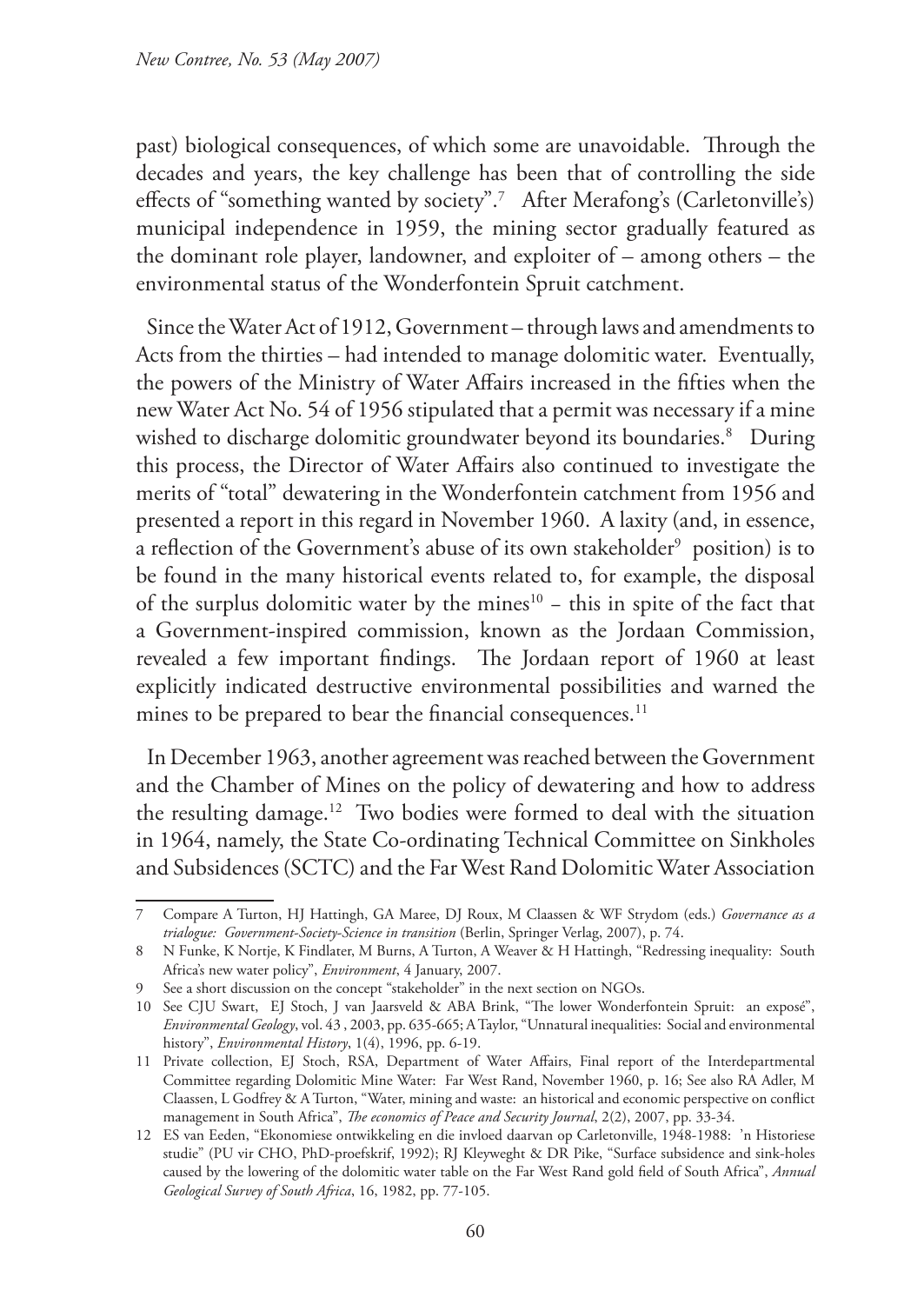past) biological consequences, of which some are unavoidable. Through the decades and years, the key challenge has been that of controlling the side effects of "something wanted by society".[7] After Merafong's (Carletonville's) municipal independence in 1959, the mining sector gradually featured as the dominant role player, landowner, and exploiter of – among others – the environmental status of the Wonderfontein Spruit catchment.

Since the Water Act of 1912, Government – through laws and amendments to Acts from the thirties – had intended to manage dolomitic water. Eventually, the powers of the Ministry of Water Affairs increased in the fifties when the new Water Act No. 54 of 1956 stipulated that a permit was necessary if a mine wished to discharge dolomitic groundwater beyond its boundaries.[8] During this process, the Director of Water Affairs also continued to investigate the merits of "total" dewatering in the Wonderfontein catchment from 1956 and presented a report in this regard in November 1960. A laxity (and, in essence, a reflection of the Government's abuse of its own stakeholder[9] position) is to be found in the many historical events related to, for example, the disposal of the surplus dolomitic water by the mines[10] – this in spite of the fact that a Government-inspired commission, known as the Jordaan Commission, revealed a few important findings. The Jordaan report of 1960 at least explicitly indicated destructive environmental possibilities and warned the mines to be prepared to bear the financial consequences.[11]

In December 1963, another agreement was reached between the Government and the Chamber of Mines on the policy of dewatering and how to address the resulting damage.[12] Two bodies were formed to deal with the situation in 1964, namely, the State Co-ordinating Technical Committee on Sinkholes and Subsidences (SCTC) and the Far West Rand Dolomitic Water Association

---

7 Compare A Turton, HJ Hattingh, GA Maree, DJ Roux, M Claassen & WF Strydom (eds.) *Governance as a trialogue: Government-Society-Science in transition* (Berlin, Springer Verlag, 2007), p. 74.

8 N Funke, K Nortje, K Findlater, M Burns, A Turton, A Weaver & H Hattingh, "Redressing inequality: South Africa's new water policy", *Environment*, 4 January, 2007.

9 See a short discussion on the concept "stakeholder" in the next section on NGOs.

10 See CJU Swart, EJ Stoch, J van Jaarsveld & ABA Brink, "The lower Wonderfontein Spruit: an exposé", *Environmental Geology*, vol. 43 , 2003, pp. 635-665; A Taylor, "Unnatural inequalities: Social and environmental history", *Environmental History*, 1(4), 1996, pp. 6-19.

11 Private collection, EJ Stoch, RSA, Department of Water Affairs, Final report of the Interdepartmental Committee regarding Dolomitic Mine Water: Far West Rand, November 1960, p. 16; See also RA Adler, M Claassen, L Godfrey & A Turton, "Water, mining and waste: an historical and economic perspective on conflict management in South Africa", *The economics of Peace and Security Journal*, 2(2), 2007, pp. 33-34.

12 ES van Eeden, "Ekonomiese ontwikkeling en die invloed daarvan op Carletonville, 1948-1988: 'n Historiese studie" (PU vir CHO, PhD-proefskrif, 1992); RJ Kleywegt & DR Pike, "Surface subsidence and sink-holes caused by the lowering of the dolomitic water table on the Far West Rand gold field of South Africa", *Annual Geological Survey of South Africa*, 16, 1982, pp. 77-105.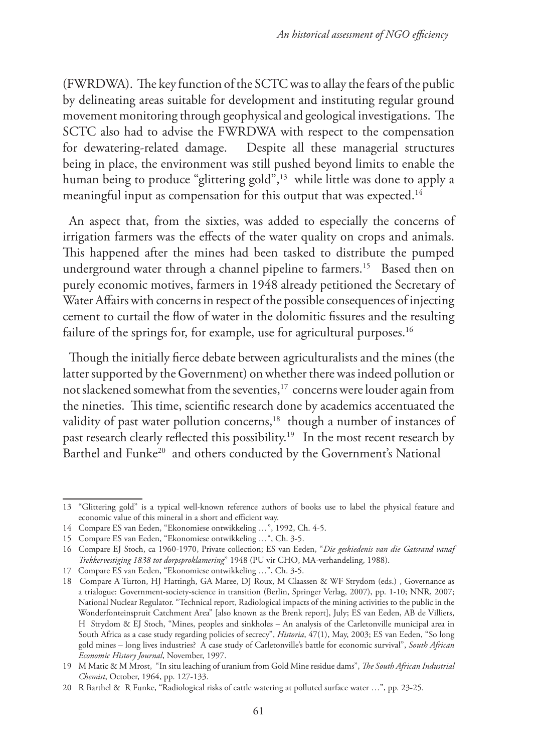(FWRDWA). The key function of the SCTC was to allay the fears of the public by delineating areas suitable for development and instituting regular ground movement monitoring through geophysical and geological investigations. The SCTC also had to advise the FWRDWA with respect to the compensation for dewatering-related damage. Despite all these managerial structures being in place, the environment was still pushed beyond limits to enable the human being to produce "glittering gold",[13] while little was done to apply a meaningful input as compensation for this output that was expected.[14]

An aspect that, from the sixties, was added to especially the concerns of irrigation farmers was the effects of the water quality on crops and animals. This happened after the mines had been tasked to distribute the pumped underground water through a channel pipeline to farmers.[15] Based then on purely economic motives, farmers in 1948 already petitioned the Secretary of Water Affairs with concerns in respect of the possible consequences of injecting cement to curtail the flow of water in the dolomitic fissures and the resulting failure of the springs for, for example, use for agricultural purposes.[16]

Though the initially fierce debate between agriculturalists and the mines (the latter supported by the Government) on whether there was indeed pollution or not slackened somewhat from the seventies,[17] concerns were louder again from the nineties. This time, scientific research done by academics accentuated the validity of past water pollution concerns,[18] though a number of instances of past research clearly reflected this possibility.[19] In the most recent research by Barthel and Funke[20] and others conducted by the Government's National

---

13 "Glittering gold" is a typical well-known reference authors of books use to label the physical feature and economic value of this mineral in a short and efficient way.

14 Compare ES van Eeden, "Ekonomiese ontwikkeling …", 1992, Ch. 4-5.

15 Compare ES van Eeden, "Ekonomiese ontwikkeling …", Ch. 3-5.

16 Compare EJ Stoch, ca 1960-1970, Private collection; ES van Eeden, "*Die geskiedenis van die Gatsrand vanaf Trekkervestiging 1838 tot dorpsproklamering*" 1948 (PU vir CHO, MA-verhandeling, 1988).

17 Compare ES van Eeden, "Ekonomiese ontwikkeling …", Ch. 3-5.

18 Compare A Turton, HJ Hattingh, GA Maree, DJ Roux, M Claassen & WF Strydom (eds.) , Governance as a trialogue: Government-society-science in transition (Berlin, Springer Verlag, 2007), pp. 1-10; NNR, 2007; National Nuclear Regulator. "Technical report, Radiological impacts of the mining activities to the public in the Wonderfonteinspruit Catchment Area" [also known as the Brenk report], July; ES van Eeden, AB de Villiers, H Strydom & EJ Stoch, "Mines, peoples and sinkholes – An analysis of the Carletonville municipal area in South Africa as a case study regarding policies of secrecy", *Historia*, 47(1), May, 2003; ES van Eeden, "So long gold mines – long lives industries? A case study of Carletonville's battle for economic survival", *South African Economic History Journal*, November, 1997.

19 M Matic & M Mrost, "In situ leaching of uranium from Gold Mine residue dams", *The South African Industrial Chemist*, October, 1964, pp. 127-133.

20 R Barthel & R Funke, "Radiological risks of cattle watering at polluted surface water …", pp. 23-25.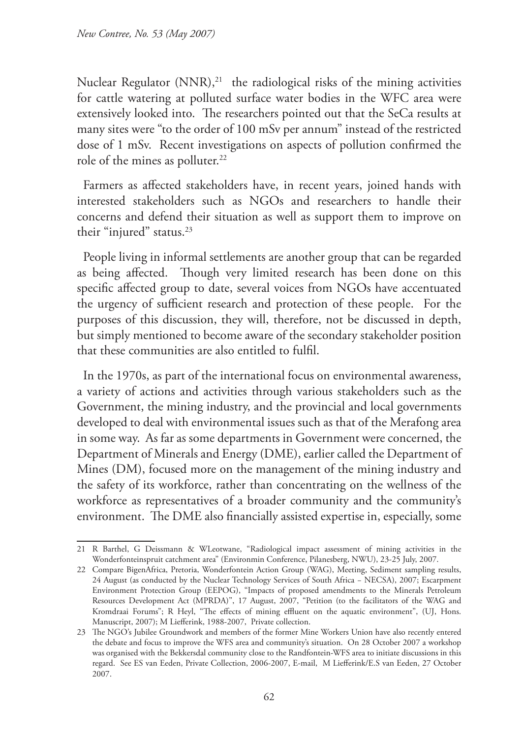Nuclear Regulator (NNR),[21] the radiological risks of the mining activities for cattle watering at polluted surface water bodies in the WFC area were extensively looked into. The researchers pointed out that the SeCa results at many sites were "to the order of 100 mSv per annum" instead of the restricted dose of 1 mSv. Recent investigations on aspects of pollution confirmed the role of the mines as polluter.[22]

Farmers as affected stakeholders have, in recent years, joined hands with interested stakeholders such as NGOs and researchers to handle their concerns and defend their situation as well as support them to improve on their "injured" status.[23]

People living in informal settlements are another group that can be regarded as being affected. Though very limited research has been done on this specific affected group to date, several voices from NGOs have accentuated the urgency of sufficient research and protection of these people. For the purposes of this discussion, they will, therefore, not be discussed in depth, but simply mentioned to become aware of the secondary stakeholder position that these communities are also entitled to fulfil.

In the 1970s, as part of the international focus on environmental awareness, a variety of actions and activities through various stakeholders such as the Government, the mining industry, and the provincial and local governments developed to deal with environmental issues such as that of the Merafong area in some way. As far as some departments in Government were concerned, the Department of Minerals and Energy (DME), earlier called the Department of Mines (DM), focused more on the management of the mining industry and the safety of its workforce, rather than concentrating on the wellness of the workforce as representatives of a broader community and the community's environment. The DME also financially assisted expertise in, especially, some

---

21 R Barthel, G Deissmann & WLeotwane, "Radiological impact assessment of mining activities in the Wonderfonteinspruit catchment area" (Environmin Conference, Pilanesberg, NWU), 23-25 July, 2007.

22 Compare BigenAfrica, Pretoria, Wonderfontein Action Group (WAG), Meeting, Sediment sampling results, 24 August (as conducted by the Nuclear Technology Services of South Africa – NECSA), 2007; Escarpment Environment Protection Group (EEPOG), "Impacts of proposed amendments to the Minerals Petroleum Resources Development Act (MPRDA)", 17 August, 2007, "Petition (to the facilitators of the WAG and Kromdraai Forums"; R Heyl, "The effects of mining effluent on the aquatic environment", (UJ, Hons. Manuscript, 2007); M Liefferink, 1988-2007, Private collection.

23 The NGO's Jubilee Groundwork and members of the former Mine Workers Union have also recently entered the debate and focus to improve the WFS area and community's situation. On 28 October 2007 a workshop was organised with the Bekkersdal community close to the Randfontein-WFS area to initiate discussions in this regard. See ES van Eeden, Private Collection, 2006-2007, E-mail, M Liefferink/E.S van Eeden, 27 October 2007.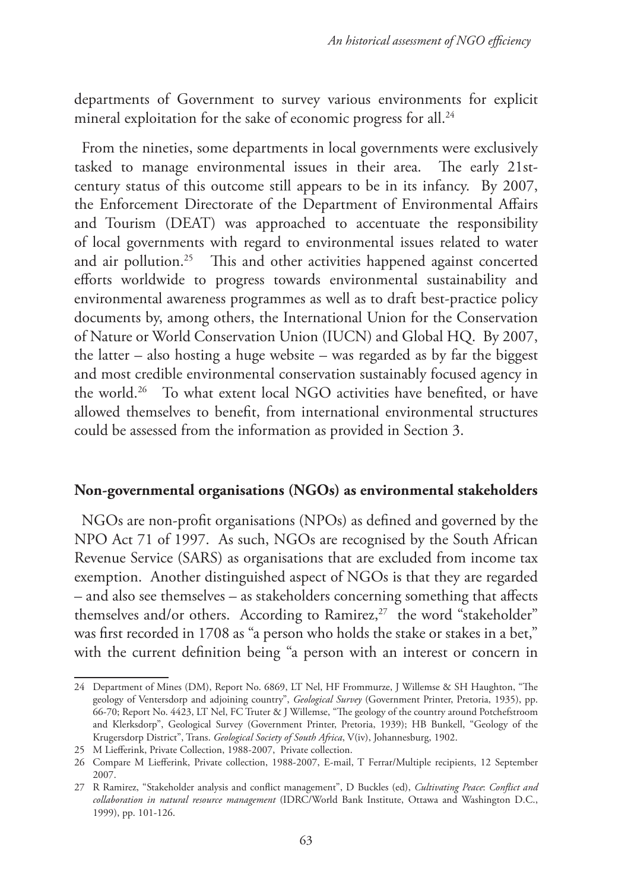departments of Government to survey various environments for explicit mineral exploitation for the sake of economic progress for all.[24]

From the nineties, some departments in local governments were exclusively tasked to manage environmental issues in their area. The early 21st-century status of this outcome still appears to be in its infancy. By 2007, the Enforcement Directorate of the Department of Environmental Affairs and Tourism (DEAT) was approached to accentuate the responsibility of local governments with regard to environmental issues related to water and air pollution.[25] This and other activities happened against concerted efforts worldwide to progress towards environmental sustainability and environmental awareness programmes as well as to draft best-practice policy documents by, among others, the International Union for the Conservation of Nature or World Conservation Union (IUCN) and Global HQ. By 2007, the latter – also hosting a huge website – was regarded as by far the biggest and most credible environmental conservation sustainably focused agency in the world.[26] To what extent local NGO activities have benefited, or have allowed themselves to benefit, from international environmental structures could be assessed from the information as provided in Section 3.

## Non-governmental organisations (NGOs) as environmental stakeholders

NGOs are non-profit organisations (NPOs) as defined and governed by the NPO Act 71 of 1997. As such, NGOs are recognised by the South African Revenue Service (SARS) as organisations that are excluded from income tax exemption. Another distinguished aspect of NGOs is that they are regarded – and also see themselves – as stakeholders concerning something that affects themselves and/or others. According to Ramirez,[27] the word "stakeholder" was first recorded in 1708 as "a person who holds the stake or stakes in a bet," with the current definition being "a person with an interest or concern in

---

24 Department of Mines (DM), Report No. 6869, LT Nel, HF Frommurze, J Willemse & SH Haughton, "The geology of Ventersdorp and adjoining country", *Geological Survey* (Government Printer, Pretoria, 1935), pp. 66-70; Report No. 4423, LT Nel, FC Truter & J Willemse, "The geology of the country around Potchefstroom and Klerksdorp", Geological Survey (Government Printer, Pretoria, 1939); HB Bunkell, "Geology of the Krugersdorp District", Trans. *Geological Society of South Africa*, V(iv), Johannesburg, 1902.

25 M Liefferink, Private Collection, 1988-2007, Private collection.

26 Compare M Liefferink, Private collection, 1988-2007, E-mail, T Ferrar/Multiple recipients, 12 September 2007.

27 R Ramirez, "Stakeholder analysis and conflict management", D Buckles (ed), *Cultivating Peace*: *Conflict and collaboration in natural resource management* (IDRC/World Bank Institute, Ottawa and Washington D.C., 1999), pp. 101-126.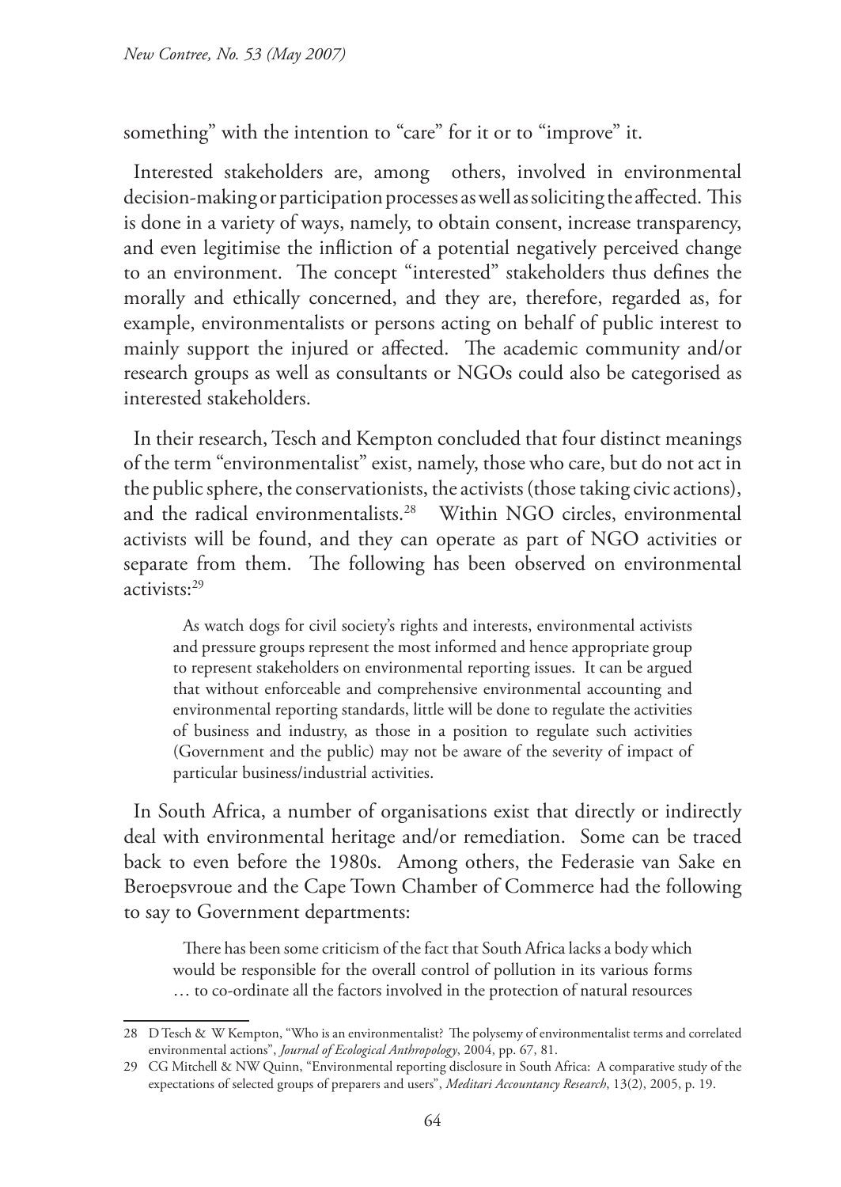something" with the intention to "care" for it or to "improve" it.

Interested stakeholders are, among others, involved in environmental decision-making or participation processes as well as soliciting the affected. This is done in a variety of ways, namely, to obtain consent, increase transparency, and even legitimise the infliction of a potential negatively perceived change to an environment. The concept "interested" stakeholders thus defines the morally and ethically concerned, and they are, therefore, regarded as, for example, environmentalists or persons acting on behalf of public interest to mainly support the injured or affected. The academic community and/or research groups as well as consultants or NGOs could also be categorised as interested stakeholders.

In their research, Tesch and Kempton concluded that four distinct meanings of the term "environmentalist" exist, namely, those who care, but do not act in the public sphere, the conservationists, the activists (those taking civic actions), and the radical environmentalists.[28] Within NGO circles, environmental activists will be found, and they can operate as part of NGO activities or separate from them. The following has been observed on environmental activists:[29]

> As watch dogs for civil society's rights and interests, environmental activists and pressure groups represent the most informed and hence appropriate group to represent stakeholders on environmental reporting issues. It can be argued that without enforceable and comprehensive environmental accounting and environmental reporting standards, little will be done to regulate the activities of business and industry, as those in a position to regulate such activities (Government and the public) may not be aware of the severity of impact of particular business/industrial activities.

In South Africa, a number of organisations exist that directly or indirectly deal with environmental heritage and/or remediation. Some can be traced back to even before the 1980s. Among others, the Federasie van Sake en Beroepsvroue and the Cape Town Chamber of Commerce had the following to say to Government departments:

> There has been some criticism of the fact that South Africa lacks a body which would be responsible for the overall control of pollution in its various forms … to co-ordinate all the factors involved in the protection of natural resources

---

28 D Tesch & W Kempton, "Who is an environmentalist? The polysemy of environmentalist terms and correlated environmental actions", *Journal of Ecological Anthropology*, 2004, pp. 67, 81.

29 CG Mitchell & NW Quinn, "Environmental reporting disclosure in South Africa: A comparative study of the expectations of selected groups of preparers and users", *Meditari Accountancy Research*, 13(2), 2005, p. 19.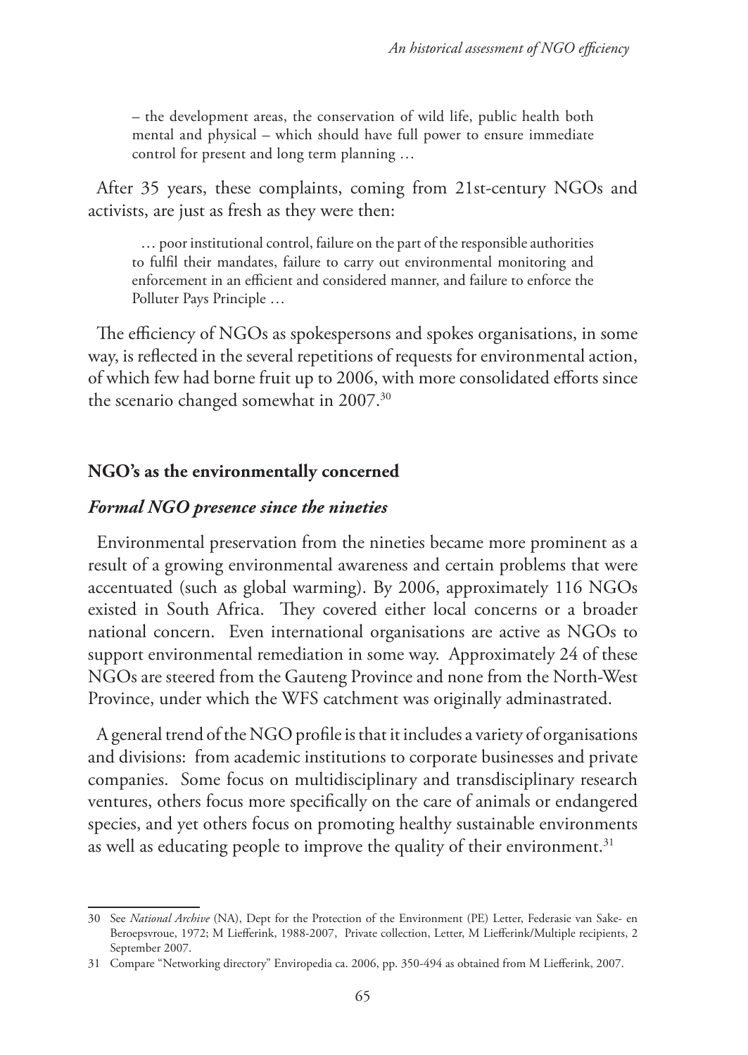> – the development areas, the conservation of wild life, public health both mental and physical – which should have full power to ensure immediate control for present and long term planning …

After 35 years, these complaints, coming from 21st-century NGOs and activists, are just as fresh as they were then:

> … poor institutional control, failure on the part of the responsible authorities to fulfil their mandates, failure to carry out environmental monitoring and enforcement in an efficient and considered manner, and failure to enforce the Polluter Pays Principle …

The efficiency of NGOs as spokespersons and spokes organisations, in some way, is reflected in the several repetitions of requests for environmental action, of which few had borne fruit up to 2006, with more consolidated efforts since the scenario changed somewhat in 2007.[30]

## NGO's as the environmentally concerned

### *Formal NGO presence since the nineties*

Environmental preservation from the nineties became more prominent as a result of a growing environmental awareness and certain problems that were accentuated (such as global warming). By 2006, approximately 116 NGOs existed in South Africa. They covered either local concerns or a broader national concern. Even international organisations are active as NGOs to support environmental remediation in some way. Approximately 24 of these NGOs are steered from the Gauteng Province and none from the North-West Province, under which the WFS catchment was originally adminastrated.

A general trend of the NGO profile is that it includes a variety of organisations and divisions: from academic institutions to corporate businesses and private companies. Some focus on multidisciplinary and transdisciplinary research ventures, others focus more specifically on the care of animals or endangered species, and yet others focus on promoting healthy sustainable environments as well as educating people to improve the quality of their environment.[31]

---

30 See *National Archive* (NA), Dept for the Protection of the Environment (PE) Letter, Federasie van Sake- en Beroepsvroue, 1972; M Liefferink, 1988-2007, Private collection, Letter, M Liefferink/Multiple recipients, 2 September 2007.

31 Compare "Networking directory" Enviropedia ca. 2006, pp. 350-494 as obtained from M Liefferink, 2007.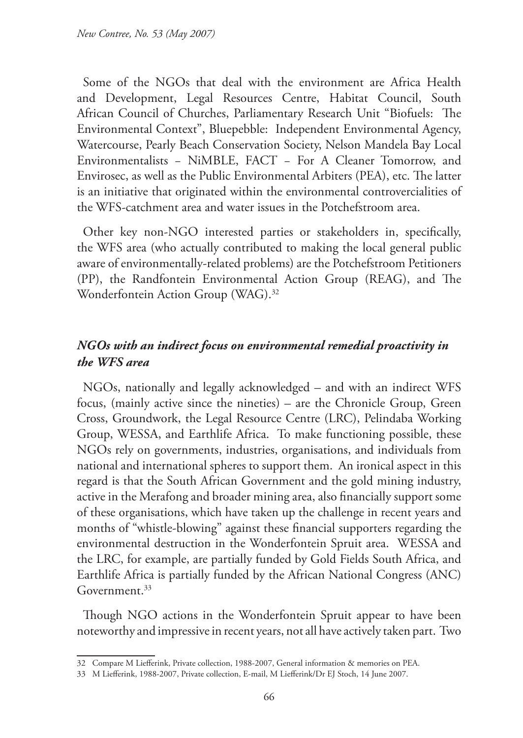Some of the NGOs that deal with the environment are Africa Health and Development, Legal Resources Centre, Habitat Council, South African Council of Churches, Parliamentary Research Unit "Biofuels: The Environmental Context", Bluepebble: Independent Environmental Agency, Watercourse, Pearly Beach Conservation Society, Nelson Mandela Bay Local Environmentalists – NiMBLE, FACT – For A Cleaner Tomorrow, and Envirosec, as well as the Public Environmental Arbiters (PEA), etc. The latter is an initiative that originated within the environmental controvercialities of the WFS-catchment area and water issues in the Potchefstroom area.

Other key non-NGO interested parties or stakeholders in, specifically, the WFS area (who actually contributed to making the local general public aware of environmentally-related problems) are the Potchefstroom Petitioners (PP), the Randfontein Environmental Action Group (REAG), and The Wonderfontein Action Group (WAG).[32]

## *NGOs with an indirect focus on environmental remedial proactivity in the WFS area*

NGOs, nationally and legally acknowledged – and with an indirect WFS focus, (mainly active since the nineties) – are the Chronicle Group, Green Cross, Groundwork, the Legal Resource Centre (LRC), Pelindaba Working Group, WESSA, and Earthlife Africa. To make functioning possible, these NGOs rely on governments, industries, organisations, and individuals from national and international spheres to support them. An ironical aspect in this regard is that the South African Government and the gold mining industry, active in the Merafong and broader mining area, also financially support some of these organisations, which have taken up the challenge in recent years and months of "whistle-blowing" against these financial supporters regarding the environmental destruction in the Wonderfontein Spruit area. WESSA and the LRC, for example, are partially funded by Gold Fields South Africa, and Earthlife Africa is partially funded by the African National Congress (ANC) Government.[33]

Though NGO actions in the Wonderfontein Spruit appear to have been noteworthy and impressive in recent years, not all have actively taken part. Two

---

32 Compare M Liefferink, Private collection, 1988-2007, General information & memories on PEA.

33 M Liefferink, 1988-2007, Private collection, E-mail, M Liefferink/Dr EJ Stoch, 14 June 2007.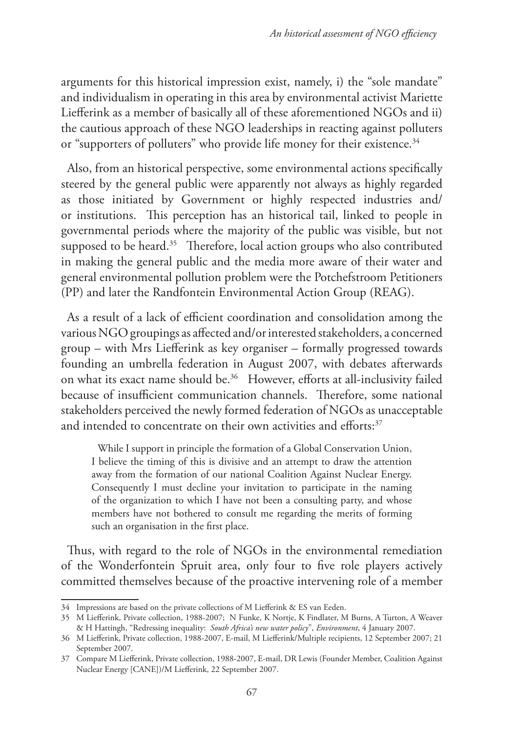arguments for this historical impression exist, namely, i) the "sole mandate" and individualism in operating in this area by environmental activist Mariette Liefferink as a member of basically all of these aforementioned NGOs and ii) the cautious approach of these NGO leaderships in reacting against polluters or "supporters of polluters" who provide life money for their existence.[34]

Also, from an historical perspective, some environmental actions specifically steered by the general public were apparently not always as highly regarded as those initiated by Government or highly respected industries and/or institutions. This perception has an historical tail, linked to people in governmental periods where the majority of the public was visible, but not supposed to be heard.[35] Therefore, local action groups who also contributed in making the general public and the media more aware of their water and general environmental pollution problem were the Potchefstroom Petitioners (PP) and later the Randfontein Environmental Action Group (REAG).

As a result of a lack of efficient coordination and consolidation among the various NGO groupings as affected and/or interested stakeholders, a concerned group – with Mrs Liefferink as key organiser – formally progressed towards founding an umbrella federation in August 2007, with debates afterwards on what its exact name should be.[36] However, efforts at all-inclusivity failed because of insufficient communication channels. Therefore, some national stakeholders perceived the newly formed federation of NGOs as unacceptable and intended to concentrate on their own activities and efforts:[37]

> While I support in principle the formation of a Global Conservation Union, I believe the timing of this is divisive and an attempt to draw the attention away from the formation of our national Coalition Against Nuclear Energy. Consequently I must decline your invitation to participate in the naming of the organization to which I have not been a consulting party, and whose members have not bothered to consult me regarding the merits of forming such an organisation in the first place.

Thus, with regard to the role of NGOs in the environmental remediation of the Wonderfontein Spruit area, only four to five role players actively committed themselves because of the proactive intervening role of a member

---

34 Impressions are based on the private collections of M Liefferink & ES van Eeden.

35 M Liefferink, Private collection, 1988-2007; N Funke, K Nortje, K Findlater, M Burns, A Turton, A Weaver & H Hattingh, "Redressing inequality: *South Africa's new water policy*", *Environment*, 4 January 2007.

36 M Liefferink, Private collection, 1988-2007, E-mail, M Liefferink/Multiple recipients, 12 September 2007; 21 September 2007.

37 Compare M Liefferink, Private collection, 1988-2007, E-mail, DR Lewis (Founder Member, Coalition Against Nuclear Energy [CANE])/M Liefferink, 22 September 2007.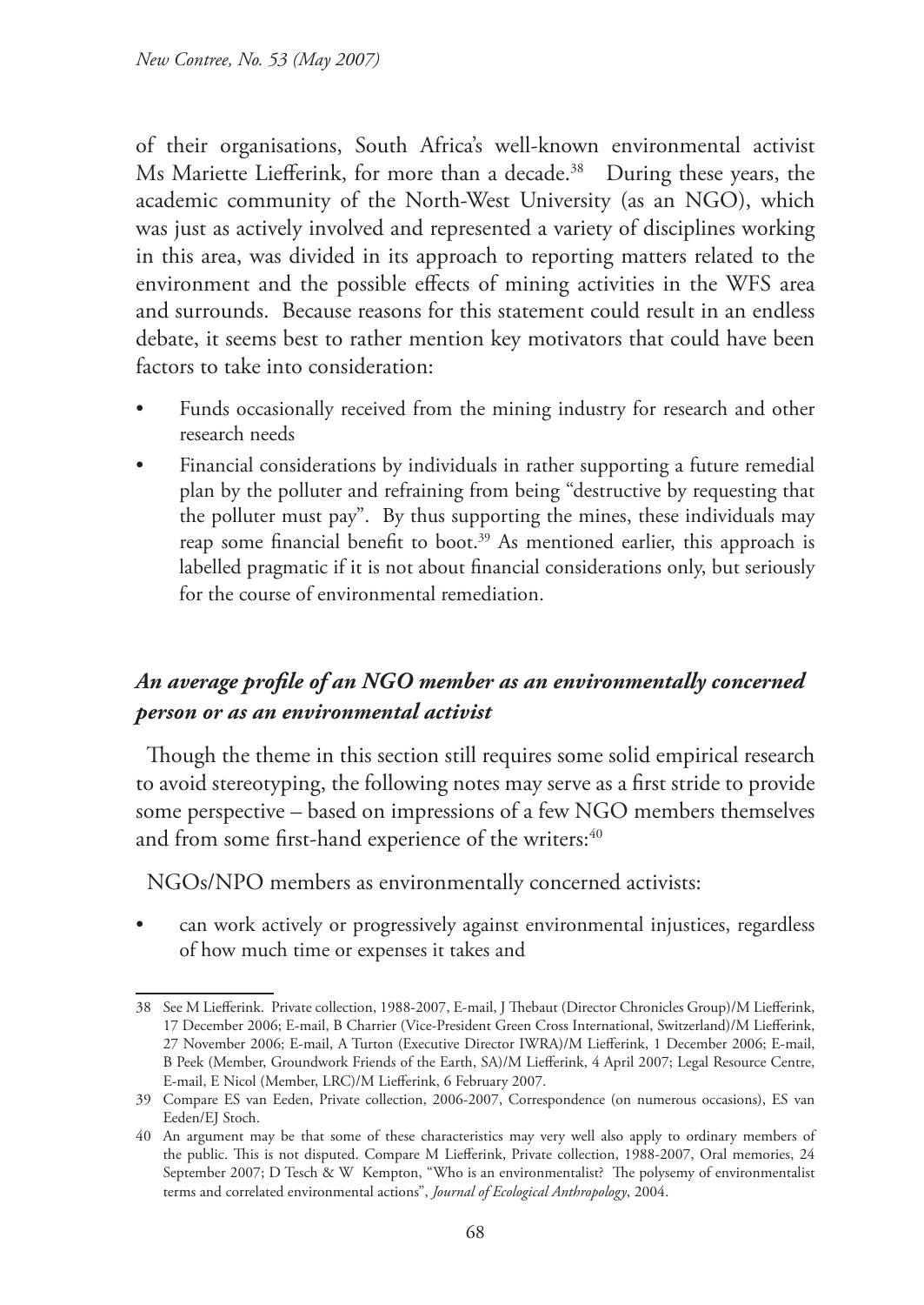of their organisations, South Africa's well-known environmental activist Ms Mariette Liefferink, for more than a decade.[38] During these years, the academic community of the North-West University (as an NGO), which was just as actively involved and represented a variety of disciplines working in this area, was divided in its approach to reporting matters related to the environment and the possible effects of mining activities in the WFS area and surrounds. Because reasons for this statement could result in an endless debate, it seems best to rather mention key motivators that could have been factors to take into consideration:

- Funds occasionally received from the mining industry for research and other research needs
- Financial considerations by individuals in rather supporting a future remedial plan by the polluter and refraining from being "destructive by requesting that the polluter must pay". By thus supporting the mines, these individuals may reap some financial benefit to boot.[39] As mentioned earlier, this approach is labelled pragmatic if it is not about financial considerations only, but seriously for the course of environmental remediation.

### *An average profile of an NGO member as an environmentally concerned person or as an environmental activist*

Though the theme in this section still requires some solid empirical research to avoid stereotyping, the following notes may serve as a first stride to provide some perspective – based on impressions of a few NGO members themselves and from some first-hand experience of the writers:[40]

NGOs/NPO members as environmentally concerned activists:

- can work actively or progressively against environmental injustices, regardless of how much time or expenses it takes and

---

38 See M Liefferink. Private collection, 1988-2007, E-mail, J Thebaut (Director Chronicles Group)/M Liefferink, 17 December 2006; E-mail, B Charrier (Vice-President Green Cross International, Switzerland)/M Liefferink, 27 November 2006; E-mail, A Turton (Executive Director IWRA)/M Liefferink, 1 December 2006; E-mail, B Peek (Member, Groundwork Friends of the Earth, SA)/M Liefferink, 4 April 2007; Legal Resource Centre, E-mail, E Nicol (Member, LRC)/M Liefferink, 6 February 2007.

39 Compare ES van Eeden, Private collection, 2006-2007, Correspondence (on numerous occasions), ES van Eeden/EJ Stoch.

40 An argument may be that some of these characteristics may very well also apply to ordinary members of the public. This is not disputed. Compare M Liefferink, Private collection, 1988-2007, Oral memories, 24 September 2007; D Tesch & W Kempton, "Who is an environmentalist? The polysemy of environmentalist terms and correlated environmental actions", *Journal of Ecological Anthropology*, 2004.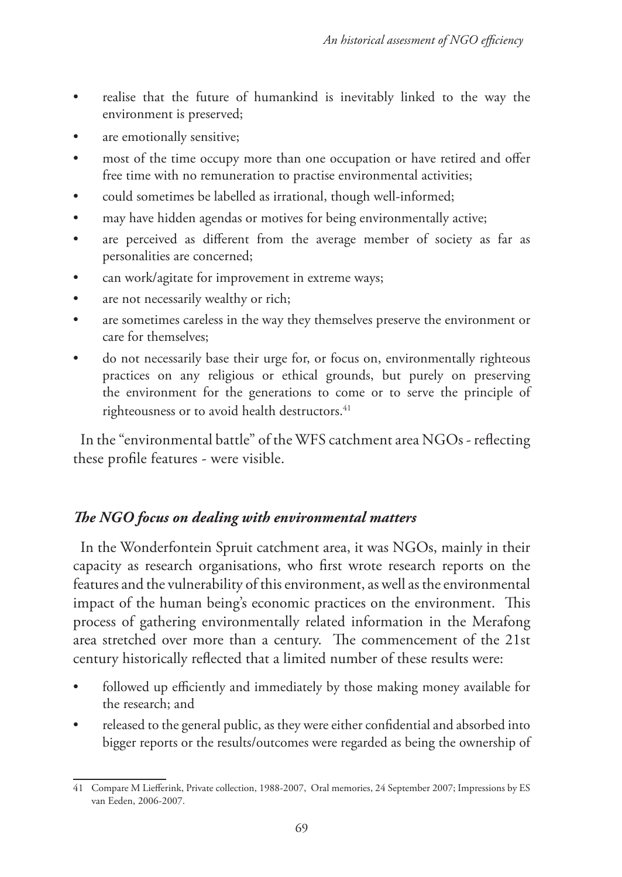- realise that the future of humankind is inevitably linked to the way the environment is preserved;
- are emotionally sensitive;
- most of the time occupy more than one occupation or have retired and offer free time with no remuneration to practise environmental activities;
- could sometimes be labelled as irrational, though well-informed;
- may have hidden agendas or motives for being environmentally active;
- are perceived as different from the average member of society as far as personalities are concerned;
- can work/agitate for improvement in extreme ways;
- are not necessarily wealthy or rich;
- are sometimes careless in the way they themselves preserve the environment or care for themselves;
- do not necessarily base their urge for, or focus on, environmentally righteous practices on any religious or ethical grounds, but purely on preserving the environment for the generations to come or to serve the principle of righteousness or to avoid health destructors.[41]

In the "environmental battle" of the WFS catchment area NGOs - reflecting these profile features - were visible.

### *The NGO focus on dealing with environmental matters*

In the Wonderfontein Spruit catchment area, it was NGOs, mainly in their capacity as research organisations, who first wrote research reports on the features and the vulnerability of this environment, as well as the environmental impact of the human being's economic practices on the environment. This process of gathering environmentally related information in the Merafong area stretched over more than a century. The commencement of the 21st century historically reflected that a limited number of these results were:

- followed up efficiently and immediately by those making money available for the research; and
- released to the general public, as they were either confidential and absorbed into bigger reports or the results/outcomes were regarded as being the ownership of

---

41 Compare M Liefferink, Private collection, 1988-2007, Oral memories, 24 September 2007; Impressions by ES van Eeden, 2006-2007.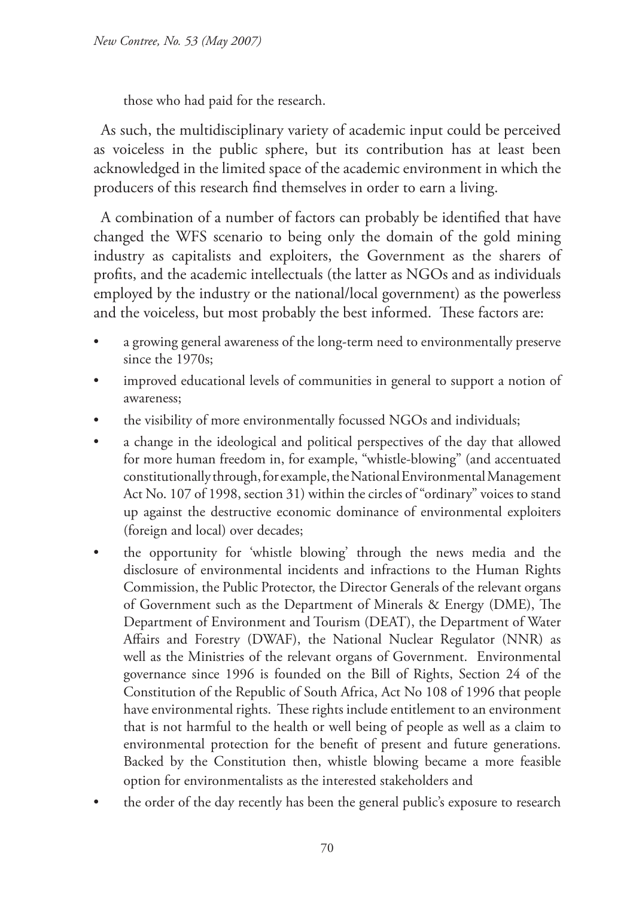those who had paid for the research.

As such, the multidisciplinary variety of academic input could be perceived as voiceless in the public sphere, but its contribution has at least been acknowledged in the limited space of the academic environment in which the producers of this research find themselves in order to earn a living.

A combination of a number of factors can probably be identified that have changed the WFS scenario to being only the domain of the gold mining industry as capitalists and exploiters, the Government as the sharers of profits, and the academic intellectuals (the latter as NGOs and as individuals employed by the industry or the national/local government) as the powerless and the voiceless, but most probably the best informed. These factors are:

- a growing general awareness of the long-term need to environmentally preserve since the 1970s;
- improved educational levels of communities in general to support a notion of awareness;
- the visibility of more environmentally focussed NGOs and individuals;
- a change in the ideological and political perspectives of the day that allowed for more human freedom in, for example, "whistle-blowing" (and accentuated constitutionally through, for example, the National Environmental Management Act No. 107 of 1998, section 31) within the circles of "ordinary" voices to stand up against the destructive economic dominance of environmental exploiters (foreign and local) over decades;
- the opportunity for 'whistle blowing' through the news media and the disclosure of environmental incidents and infractions to the Human Rights Commission, the Public Protector, the Director Generals of the relevant organs of Government such as the Department of Minerals & Energy (DME), The Department of Environment and Tourism (DEAT), the Department of Water Affairs and Forestry (DWAF), the National Nuclear Regulator (NNR) as well as the Ministries of the relevant organs of Government. Environmental governance since 1996 is founded on the Bill of Rights, Section 24 of the Constitution of the Republic of South Africa, Act No 108 of 1996 that people have environmental rights. These rights include entitlement to an environment that is not harmful to the health or well being of people as well as a claim to environmental protection for the benefit of present and future generations. Backed by the Constitution then, whistle blowing became a more feasible option for environmentalists as the interested stakeholders and
- the order of the day recently has been the general public's exposure to research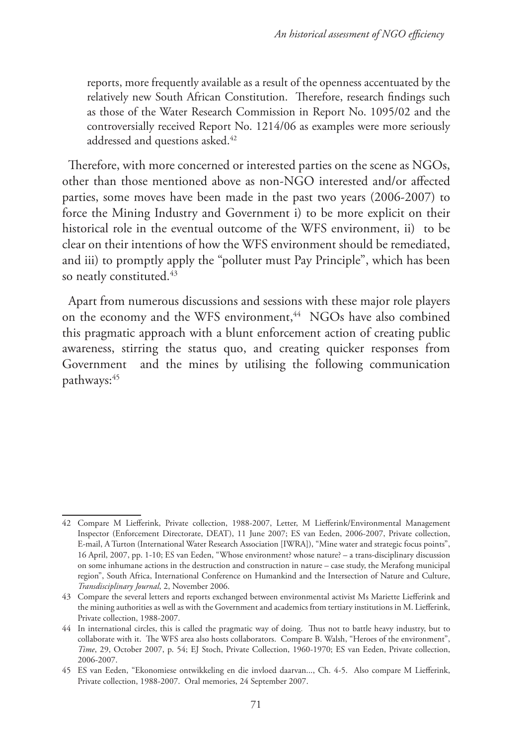reports, more frequently available as a result of the openness accentuated by the relatively new South African Constitution. Therefore, research findings such as those of the Water Research Commission in Report No. 1095/02 and the controversially received Report No. 1214/06 as examples were more seriously addressed and questions asked.[42]

Therefore, with more concerned or interested parties on the scene as NGOs, other than those mentioned above as non-NGO interested and/or affected parties, some moves have been made in the past two years (2006-2007) to force the Mining Industry and Government i) to be more explicit on their historical role in the eventual outcome of the WFS environment, ii) to be clear on their intentions of how the WFS environment should be remediated, and iii) to promptly apply the "polluter must Pay Principle", which has been so neatly constituted.[43]

Apart from numerous discussions and sessions with these major role players on the economy and the WFS environment,[44] NGOs have also combined this pragmatic approach with a blunt enforcement action of creating public awareness, stirring the status quo, and creating quicker responses from Government and the mines by utilising the following communication pathways:[45]

---

42 Compare M Liefferink, Private collection, 1988-2007, Letter, M Liefferink/Environmental Management Inspector (Enforcement Directorate, DEAT), 11 June 2007; ES van Eeden, 2006-2007, Private collection, E-mail, A Turton (International Water Research Association [IWRA]), "Mine water and strategic focus points", 16 April, 2007, pp. 1-10; ES van Eeden, "Whose environment? whose nature? – a trans-disciplinary discussion on some inhumane actions in the destruction and construction in nature – case study, the Merafong municipal region", South Africa, International Conference on Humankind and the Intersection of Nature and Culture, *Transdisciplinary Journal*, 2, November 2006.

43 Compare the several letters and reports exchanged between environmental activist Ms Mariette Liefferink and the mining authorities as well as with the Government and academics from tertiary institutions in M. Liefferink, Private collection, 1988-2007.

44 In international circles, this is called the pragmatic way of doing. Thus not to battle heavy industry, but to collaborate with it. The WFS area also hosts collaborators. Compare B. Walsh, "Heroes of the environment", *Time*, 29, October 2007, p. 54; EJ Stoch, Private Collection, 1960-1970; ES van Eeden, Private collection, 2006-2007.

45 ES van Eeden, "Ekonomiese ontwikkeling en die invloed daarvan..., Ch. 4-5. Also compare M Liefferink, Private collection, 1988-2007. Oral memories, 24 September 2007.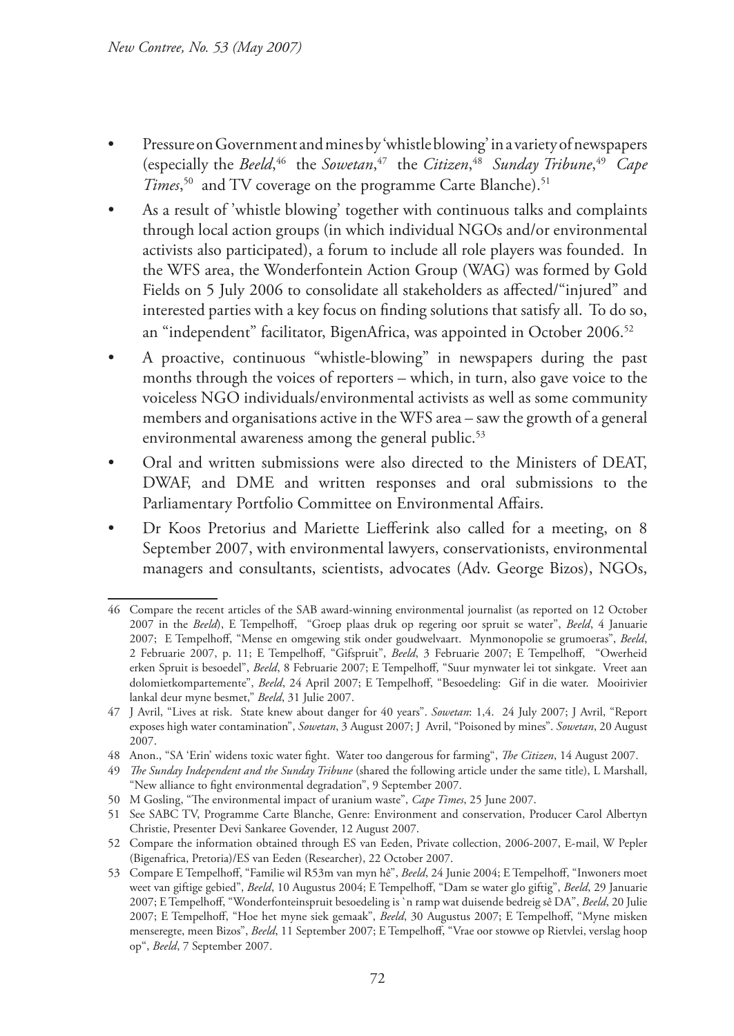- Pressure on Government and mines by 'whistle blowing' in a variety of newspapers (especially the *Beeld*,[46] the *Sowetan*,[47] the *Citizen*,[48] *Sunday Tribune*,[49] *Cape Times*,[50] and TV coverage on the programme Carte Blanche).[51]
- As a result of 'whistle blowing' together with continuous talks and complaints through local action groups (in which individual NGOs and/or environmental activists also participated), a forum to include all role players was founded. In the WFS area, the Wonderfontein Action Group (WAG) was formed by Gold Fields on 5 July 2006 to consolidate all stakeholders as affected/"injured" and interested parties with a key focus on finding solutions that satisfy all. To do so, an "independent" facilitator, BigenAfrica, was appointed in October 2006.[52]
- A proactive, continuous "whistle-blowing" in newspapers during the past months through the voices of reporters – which, in turn, also gave voice to the voiceless NGO individuals/environmental activists as well as some community members and organisations active in the WFS area – saw the growth of a general environmental awareness among the general public.[53]
- Oral and written submissions were also directed to the Ministers of DEAT, DWAF, and DME and written responses and oral submissions to the Parliamentary Portfolio Committee on Environmental Affairs.
- Dr Koos Pretorius and Mariette Liefferink also called for a meeting, on 8 September 2007, with environmental lawyers, conservationists, environmental managers and consultants, scientists, advocates (Adv. George Bizos), NGOs,

---

46 Compare the recent articles of the SAB award-winning environmental journalist (as reported on 12 October 2007 in the *Beeld*), E Tempelhoff, "Groep plaas druk op regering oor spruit se water", *Beeld*, 4 Januarie 2007; E Tempelhoff, "Mense en omgewing stik onder goudwelvaart. Mynmonopolie se grumoeras", *Beeld*, 2 Februarie 2007, p. 11; E Tempelhoff, "Gifspruit", *Beeld*, 3 Februarie 2007; E Tempelhoff, "Owerheid erken Spruit is besoedel", *Beeld*, 8 Februarie 2007; E Tempelhoff, "Suur mynwater lei tot sinkgate. Vreet aan dolomietkompartemente", *Beeld*, 24 April 2007; E Tempelhoff, "Besoedeling: Gif in die water. Mooirivier lankal deur myne besmet," *Beeld*, 31 Julie 2007.

47 J Avril, "Lives at risk. State knew about danger for 40 years". *Sowetan*: 1,4. 24 July 2007; J Avril, "Report exposes high water contamination", *Sowetan*, 3 August 2007; J Avril, "Poisoned by mines". *Sowetan*, 20 August 2007.

48 Anon., "SA 'Erin' widens toxic water fight. Water too dangerous for farming", *The Citizen*, 14 August 2007.

49 *The Sunday Independent and the Sunday Tribune* (shared the following article under the same title), L Marshall, "New alliance to fight environmental degradation", 9 September 2007.

50 M Gosling, "The environmental impact of uranium waste", *Cape Times*, 25 June 2007.

51 See SABC TV, Programme Carte Blanche, Genre: Environment and conservation, Producer Carol Albertyn Christie, Presenter Devi Sankaree Govender, 12 August 2007.

52 Compare the information obtained through ES van Eeden, Private collection, 2006-2007, E-mail, W Pepler (Bigenafrica, Pretoria)/ES van Eeden (Researcher), 22 October 2007.

53 Compare E Tempelhoff, "Familie wil R53m van myn hê", *Beeld*, 24 Junie 2004; E Tempelhoff, "Inwoners moet weet van giftige gebied", *Beeld*, 10 Augustus 2004; E Tempelhoff, "Dam se water glo giftig", *Beeld*, 29 Januarie 2007; E Tempelhoff, "Wonderfonteinspruit besoedeling is `n ramp wat duisende bedreig sê DA", *Beeld*, 20 Julie 2007; E Tempelhoff, "Hoe het myne siek gemaak", *Beeld*, 30 Augustus 2007; E Tempelhoff, "Myne misken menseregte, meen Bizos", *Beeld*, 11 September 2007; E Tempelhoff, "Vrae oor stowwe op Rietvlei, verslag hoop op", *Beeld*, 7 September 2007.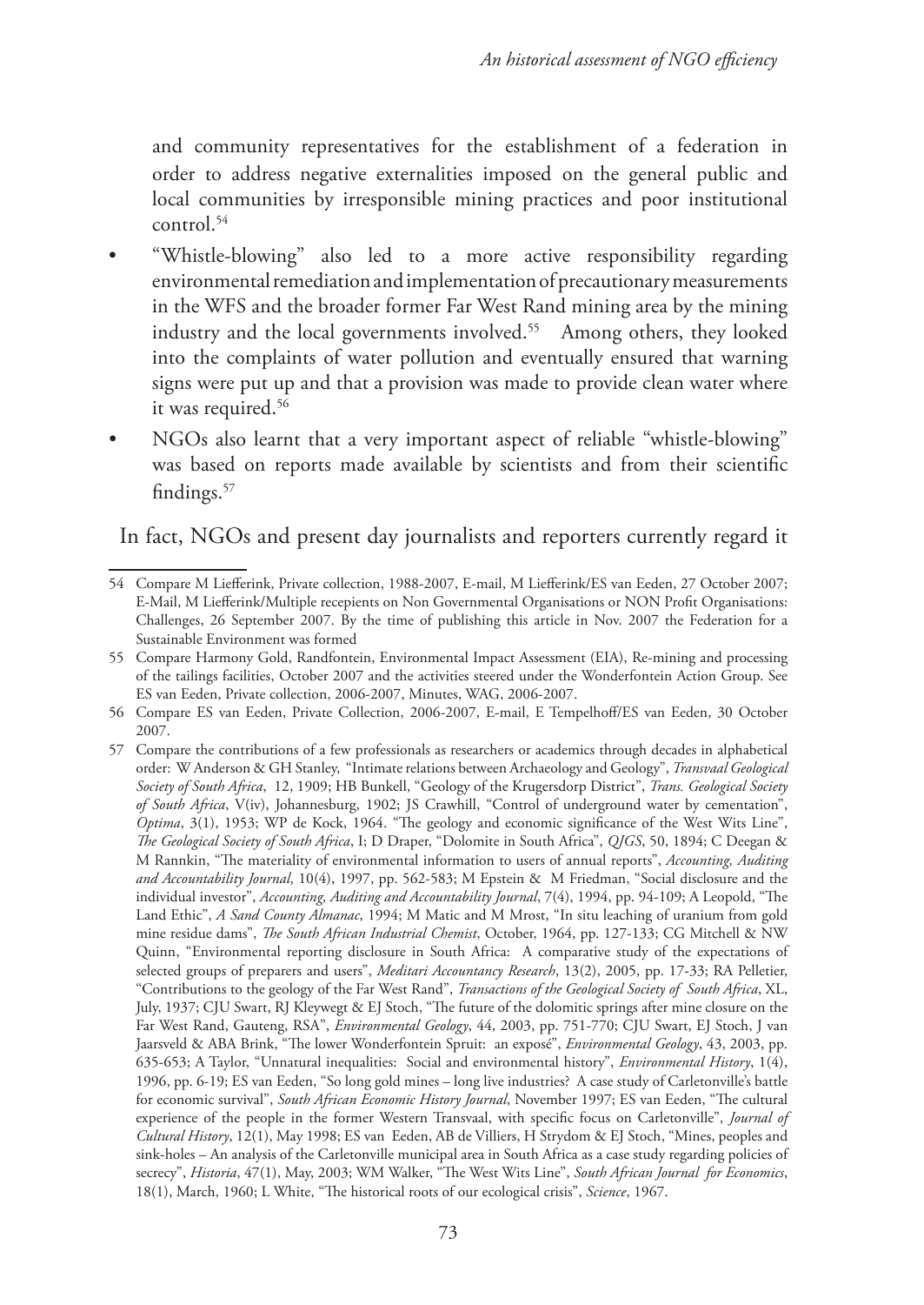and community representatives for the establishment of a federation in order to address negative externalities imposed on the general public and local communities by irresponsible mining practices and poor institutional control.[54]

- "Whistle-blowing" also led to a more active responsibility regarding environmental remediation and implementation of precautionary measurements in the WFS and the broader former Far West Rand mining area by the mining industry and the local governments involved.[55] Among others, they looked into the complaints of water pollution and eventually ensured that warning signs were put up and that a provision was made to provide clean water where it was required.[56]
- NGOs also learnt that a very important aspect of reliable "whistle-blowing" was based on reports made available by scientists and from their scientific findings.[57]

In fact, NGOs and present day journalists and reporters currently regard it

---

54 Compare M Liefferink, Private collection, 1988-2007, E-mail, M Liefferink/ES van Eeden, 27 October 2007; E-Mail, M Liefferink/Multiple recepients on Non Governmental Organisations or NON Profit Organisations: Challenges, 26 September 2007. By the time of publishing this article in Nov. 2007 the Federation for a Sustainable Environment was formed

55 Compare Harmony Gold, Randfontein, Environmental Impact Assessment (EIA), Re-mining and processing of the tailings facilities, October 2007 and the activities steered under the Wonderfontein Action Group. See ES van Eeden, Private collection, 2006-2007, Minutes, WAG, 2006-2007.

56 Compare ES van Eeden, Private Collection, 2006-2007, E-mail, E Tempelhoff/ES van Eeden, 30 October 2007.

57 Compare the contributions of a few professionals as researchers or academics through decades in alphabetical order: W Anderson & GH Stanley, "Intimate relations between Archaeology and Geology", *Transvaal Geological Society of South Africa*, 12, 1909; HB Bunkell, "Geology of the Krugersdorp District", *Trans. Geological Society of South Africa*, V(iv), Johannesburg, 1902; JS Crawhill, "Control of underground water by cementation", *Optima*, 3(1), 1953; WP de Kock, 1964. "The geology and economic significance of the West Wits Line", *The Geological Society of South Africa*, I; D Draper, "Dolomite in South Africa", *QJGS*, 50, 1894; C Deegan & M Rannkin, "The materiality of environmental information to users of annual reports", *Accounting, Auditing and Accountability Journal*, 10(4), 1997, pp. 562-583; M Epstein & M Friedman, "Social disclosure and the individual investor", *Accounting, Auditing and Accountability Journal*, 7(4), 1994, pp. 94-109; A Leopold, "The Land Ethic", *A Sand County Almanac*, 1994; M Matic and M Mrost, "In situ leaching of uranium from gold mine residue dams", *The South African Industrial Chemist*, October, 1964, pp. 127-133; CG Mitchell & NW Quinn, "Environmental reporting disclosure in South Africa: A comparative study of the expectations of selected groups of preparers and users", *Meditari Accountancy Research*, 13(2), 2005, pp. 17-33; RA Pelletier, "Contributions to the geology of the Far West Rand", *Transactions of the Geological Society of South Africa*, XL, July, 1937; CJU Swart, RJ Kleywegt & EJ Stoch, "The future of the dolomitic springs after mine closure on the Far West Rand, Gauteng, RSA", *Environmental Geology*, 44, 2003, pp. 751-770; CJU Swart, EJ Stoch, J van Jaarsveld & ABA Brink, "The lower Wonderfontein Spruit: an exposé", *Environmental Geology*, 43, 2003, pp. 635-653; A Taylor, "Unnatural inequalities: Social and environmental history", *Environmental History*, 1(4), 1996, pp. 6-19; ES van Eeden, "So long gold mines – long live industries? A case study of Carletonville's battle for economic survival", *South African Economic History Journal*, November 1997; ES van Eeden, "The cultural experience of the people in the former Western Transvaal, with specific focus on Carletonville", *Journal of Cultural History*, 12(1), May 1998; ES van Eeden, AB de Villiers, H Strydom & EJ Stoch, "Mines, peoples and sink-holes – An analysis of the Carletonville municipal area in South Africa as a case study regarding policies of secrecy", *Historia*, 47(1), May, 2003; WM Walker, "The West Wits Line", *South African Journal for Economics*, 18(1), March, 1960; L White, "The historical roots of our ecological crisis", *Science*, 1967.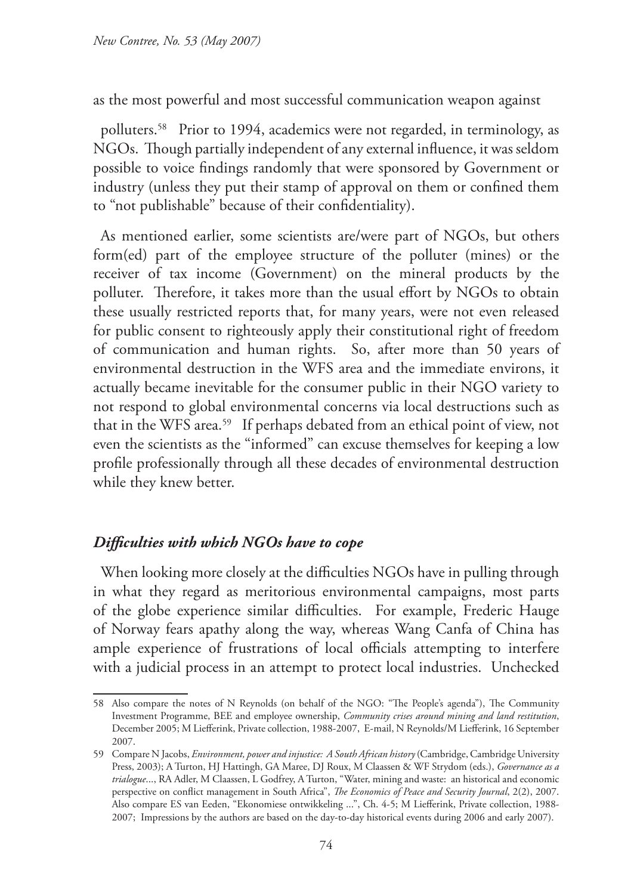as the most powerful and most successful communication weapon against polluters.[58] Prior to 1994, academics were not regarded, in terminology, as NGOs. Though partially independent of any external influence, it was seldom possible to voice findings randomly that were sponsored by Government or industry (unless they put their stamp of approval on them or confined them to "not publishable" because of their confidentiality).

As mentioned earlier, some scientists are/were part of NGOs, but others form(ed) part of the employee structure of the polluter (mines) or the receiver of tax income (Government) on the mineral products by the polluter. Therefore, it takes more than the usual effort by NGOs to obtain these usually restricted reports that, for many years, were not even released for public consent to righteously apply their constitutional right of freedom of communication and human rights. So, after more than 50 years of environmental destruction in the WFS area and the immediate environs, it actually became inevitable for the consumer public in their NGO variety to not respond to global environmental concerns via local destructions such as that in the WFS area.[59] If perhaps debated from an ethical point of view, not even the scientists as the "informed" can excuse themselves for keeping a low profile professionally through all these decades of environmental destruction while they knew better.

### *Difficulties with which NGOs have to cope*

When looking more closely at the difficulties NGOs have in pulling through in what they regard as meritorious environmental campaigns, most parts of the globe experience similar difficulties. For example, Frederic Hauge of Norway fears apathy along the way, whereas Wang Canfa of China has ample experience of frustrations of local officials attempting to interfere with a judicial process in an attempt to protect local industries. Unchecked

---

58 Also compare the notes of N Reynolds (on behalf of the NGO: "The People's agenda"), The Community Investment Programme, BEE and employee ownership, *Community crises around mining and land restitution*, December 2005; M Liefferink, Private collection, 1988-2007, E-mail, N Reynolds/M Liefferink, 16 September 2007.

59 Compare N Jacobs, *Environment, power and injustice: A South African history* (Cambridge, Cambridge University Press, 2003); A Turton, HJ Hattingh, GA Maree, DJ Roux, M Claassen & WF Strydom (eds.), *Governance as a trialogue*..., RA Adler, M Claassen, L Godfrey, A Turton, "Water, mining and waste: an historical and economic perspective on conflict management in South Africa", *The Economics of Peace and Security Journal*, 2(2), 2007. Also compare ES van Eeden, "Ekonomiese ontwikkeling ...", Ch. 4-5; M Liefferink, Private collection, 1988-2007; Impressions by the authors are based on the day-to-day historical events during 2006 and early 2007).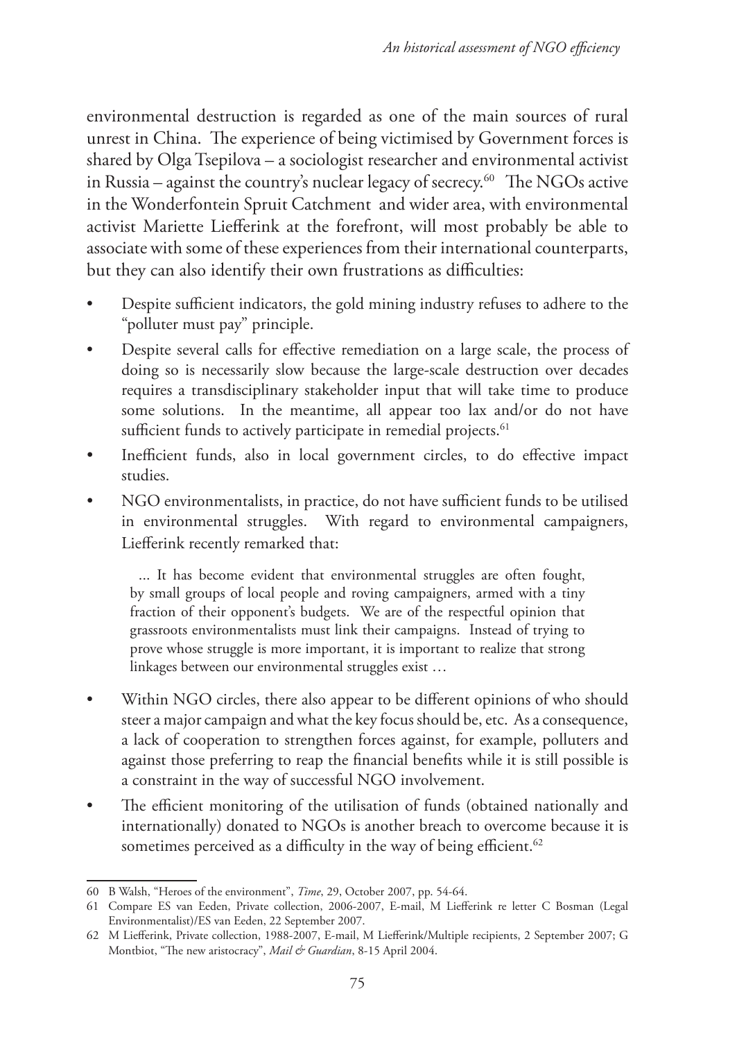environmental destruction is regarded as one of the main sources of rural unrest in China. The experience of being victimised by Government forces is shared by Olga Tsepilova – a sociologist researcher and environmental activist in Russia – against the country's nuclear legacy of secrecy.[60] The NGOs active in the Wonderfontein Spruit Catchment and wider area, with environmental activist Mariette Liefferink at the forefront, will most probably be able to associate with some of these experiences from their international counterparts, but they can also identify their own frustrations as difficulties:

- Despite sufficient indicators, the gold mining industry refuses to adhere to the "polluter must pay" principle.
- Despite several calls for effective remediation on a large scale, the process of doing so is necessarily slow because the large-scale destruction over decades requires a transdisciplinary stakeholder input that will take time to produce some solutions. In the meantime, all appear too lax and/or do not have sufficient funds to actively participate in remedial projects.[61]
- Inefficient funds, also in local government circles, to do effective impact studies.
- NGO environmentalists, in practice, do not have sufficient funds to be utilised in environmental struggles. With regard to environmental campaigners, Liefferink recently remarked that:

  > ... It has become evident that environmental struggles are often fought, by small groups of local people and roving campaigners, armed with a tiny fraction of their opponent's budgets. We are of the respectful opinion that grassroots environmentalists must link their campaigns. Instead of trying to prove whose struggle is more important, it is important to realize that strong linkages between our environmental struggles exist …

- Within NGO circles, there also appear to be different opinions of who should steer a major campaign and what the key focus should be, etc. As a consequence, a lack of cooperation to strengthen forces against, for example, polluters and against those preferring to reap the financial benefits while it is still possible is a constraint in the way of successful NGO involvement.
- The efficient monitoring of the utilisation of funds (obtained nationally and internationally) donated to NGOs is another breach to overcome because it is sometimes perceived as a difficulty in the way of being efficient.[62]

---

60 B Walsh, "Heroes of the environment", *Time*, 29, October 2007, pp. 54-64.

61 Compare ES van Eeden, Private collection, 2006-2007, E-mail, M Liefferink re letter C Bosman (Legal Environmentalist)/ES van Eeden, 22 September 2007.

62 M Liefferink, Private collection, 1988-2007, E-mail, M Liefferink/Multiple recipients, 2 September 2007; G Montbiot, "The new aristocracy", *Mail & Guardian*, 8-15 April 2004.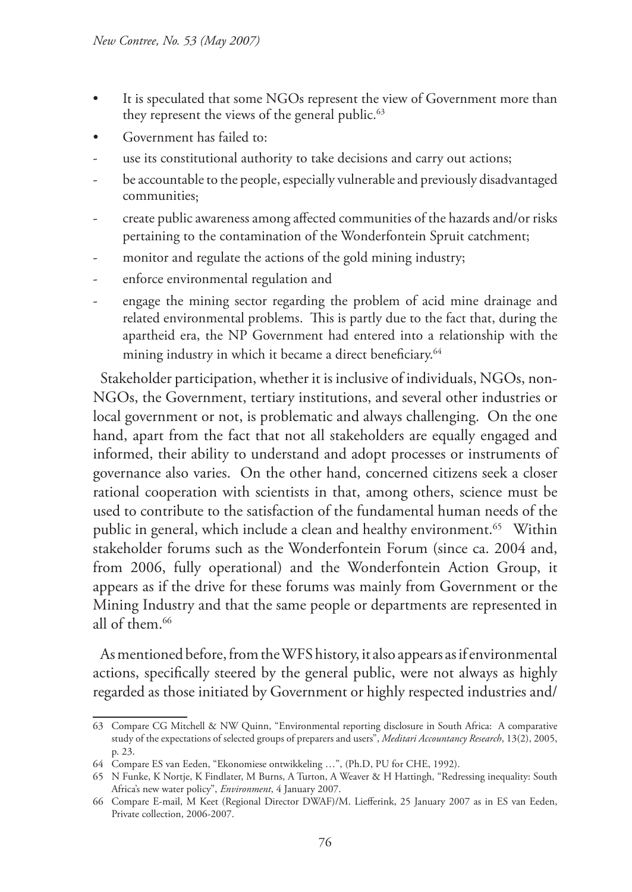- It is speculated that some NGOs represent the view of Government more than they represent the views of the general public.[63]
- Government has failed to:
  - use its constitutional authority to take decisions and carry out actions;
  - be accountable to the people, especially vulnerable and previously disadvantaged communities;
  - create public awareness among affected communities of the hazards and/or risks pertaining to the contamination of the Wonderfontein Spruit catchment;
  - monitor and regulate the actions of the gold mining industry;
  - enforce environmental regulation and
  - engage the mining sector regarding the problem of acid mine drainage and related environmental problems. This is partly due to the fact that, during the apartheid era, the NP Government had entered into a relationship with the mining industry in which it became a direct beneficiary.[64]

Stakeholder participation, whether it is inclusive of individuals, NGOs, non-NGOs, the Government, tertiary institutions, and several other industries or local government or not, is problematic and always challenging. On the one hand, apart from the fact that not all stakeholders are equally engaged and informed, their ability to understand and adopt processes or instruments of governance also varies. On the other hand, concerned citizens seek a closer rational cooperation with scientists in that, among others, science must be used to contribute to the satisfaction of the fundamental human needs of the public in general, which include a clean and healthy environment.[65] Within stakeholder forums such as the Wonderfontein Forum (since ca. 2004 and, from 2006, fully operational) and the Wonderfontein Action Group, it appears as if the drive for these forums was mainly from Government or the Mining Industry and that the same people or departments are represented in all of them.[66]

As mentioned before, from the WFS history, it also appears as if environmental actions, specifically steered by the general public, were not always as highly regarded as those initiated by Government or highly respected industries and/

---

63 Compare CG Mitchell & NW Quinn, "Environmental reporting disclosure in South Africa: A comparative study of the expectations of selected groups of preparers and users", *Meditari Accountancy Research*, 13(2), 2005, p. 23.

64 Compare ES van Eeden, "Ekonomiese ontwikkeling …", (Ph.D, PU for CHE, 1992).

65 N Funke, K Nortje, K Findlater, M Burns, A Turton, A Weaver & H Hattingh, "Redressing inequality: South Africa's new water policy", *Environment*, 4 January 2007.

66 Compare E-mail, M Keet (Regional Director DWAF)/M. Liefferink, 25 January 2007 as in ES van Eeden, Private collection, 2006-2007.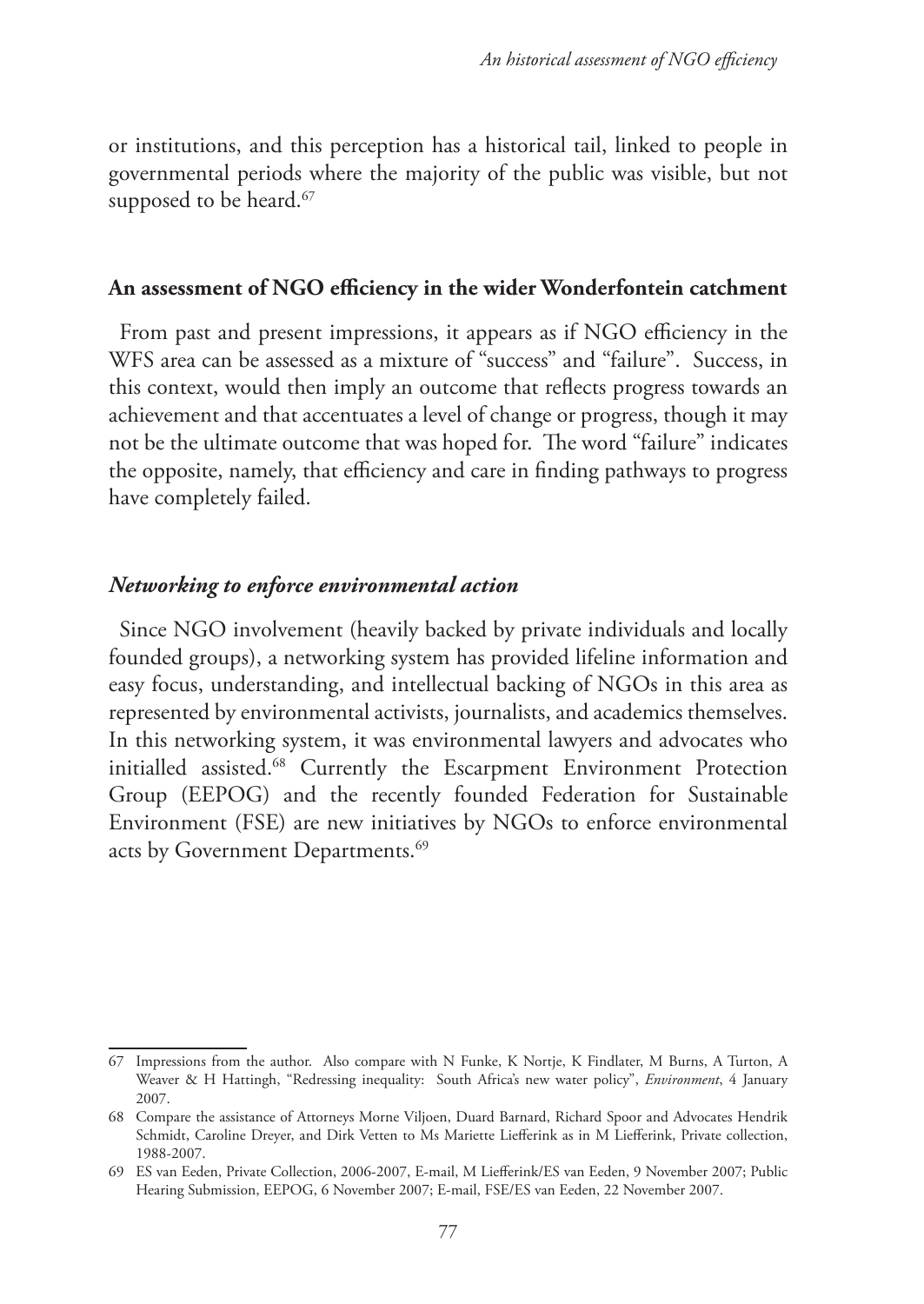or institutions, and this perception has a historical tail, linked to people in governmental periods where the majority of the public was visible, but not supposed to be heard.[67]

## An assessment of NGO efficiency in the wider Wonderfontein catchment

From past and present impressions, it appears as if NGO efficiency in the WFS area can be assessed as a mixture of "success" and "failure". Success, in this context, would then imply an outcome that reflects progress towards an achievement and that accentuates a level of change or progress, though it may not be the ultimate outcome that was hoped for. The word "failure" indicates the opposite, namely, that efficiency and care in finding pathways to progress have completely failed.

### *Networking to enforce environmental action*

Since NGO involvement (heavily backed by private individuals and locally founded groups), a networking system has provided lifeline information and easy focus, understanding, and intellectual backing of NGOs in this area as represented by environmental activists, journalists, and academics themselves. In this networking system, it was environmental lawyers and advocates who initialled assisted.[68] Currently the Escarpment Environment Protection Group (EEPOG) and the recently founded Federation for Sustainable Environment (FSE) are new initiatives by NGOs to enforce environmental acts by Government Departments.[69]

---

67 Impressions from the author. Also compare with N Funke, K Nortje, K Findlater, M Burns, A Turton, A Weaver & H Hattingh, "Redressing inequality: South Africa's new water policy", *Environment*, 4 January 2007.

68 Compare the assistance of Attorneys Morne Viljoen, Duard Barnard, Richard Spoor and Advocates Hendrik Schmidt, Caroline Dreyer, and Dirk Vetten to Ms Mariette Liefferink as in M Liefferink, Private collection, 1988-2007.

69 ES van Eeden, Private Collection, 2006-2007, E-mail, M Liefferink/ES van Eeden, 9 November 2007; Public Hearing Submission, EEPOG, 6 November 2007; E-mail, FSE/ES van Eeden, 22 November 2007.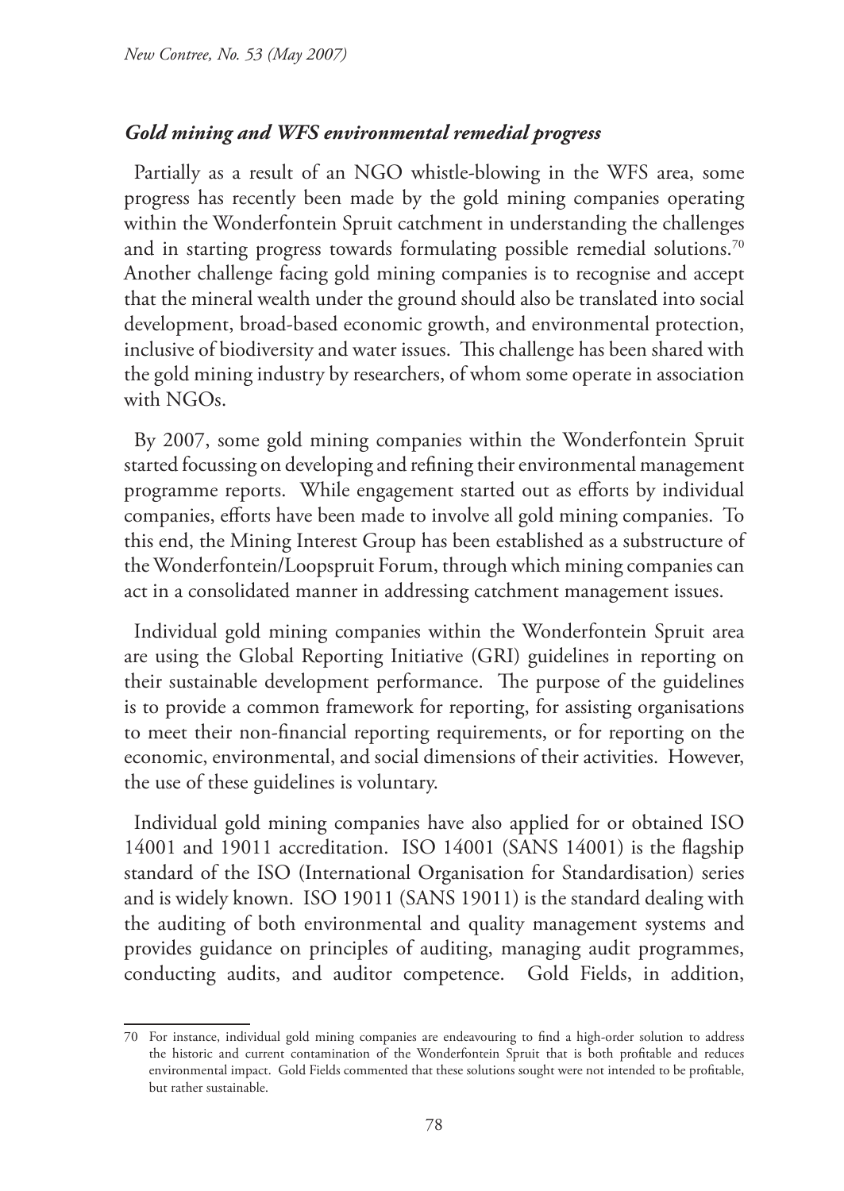### *Gold mining and WFS environmental remedial progress*

Partially as a result of an NGO whistle-blowing in the WFS area, some progress has recently been made by the gold mining companies operating within the Wonderfontein Spruit catchment in understanding the challenges and in starting progress towards formulating possible remedial solutions.[70] Another challenge facing gold mining companies is to recognise and accept that the mineral wealth under the ground should also be translated into social development, broad-based economic growth, and environmental protection, inclusive of biodiversity and water issues. This challenge has been shared with the gold mining industry by researchers, of whom some operate in association with NGOs.

By 2007, some gold mining companies within the Wonderfontein Spruit started focussing on developing and refining their environmental management programme reports. While engagement started out as efforts by individual companies, efforts have been made to involve all gold mining companies. To this end, the Mining Interest Group has been established as a substructure of the Wonderfontein/Loopspruit Forum, through which mining companies can act in a consolidated manner in addressing catchment management issues.

Individual gold mining companies within the Wonderfontein Spruit area are using the Global Reporting Initiative (GRI) guidelines in reporting on their sustainable development performance. The purpose of the guidelines is to provide a common framework for reporting, for assisting organisations to meet their non-financial reporting requirements, or for reporting on the economic, environmental, and social dimensions of their activities. However, the use of these guidelines is voluntary.

Individual gold mining companies have also applied for or obtained ISO 14001 and 19011 accreditation. ISO 14001 (SANS 14001) is the flagship standard of the ISO (International Organisation for Standardisation) series and is widely known. ISO 19011 (SANS 19011) is the standard dealing with the auditing of both environmental and quality management systems and provides guidance on principles of auditing, managing audit programmes, conducting audits, and auditor competence. Gold Fields, in addition,

---

70 For instance, individual gold mining companies are endeavouring to find a high-order solution to address the historic and current contamination of the Wonderfontein Spruit that is both profitable and reduces environmental impact. Gold Fields commented that these solutions sought were not intended to be profitable, but rather sustainable.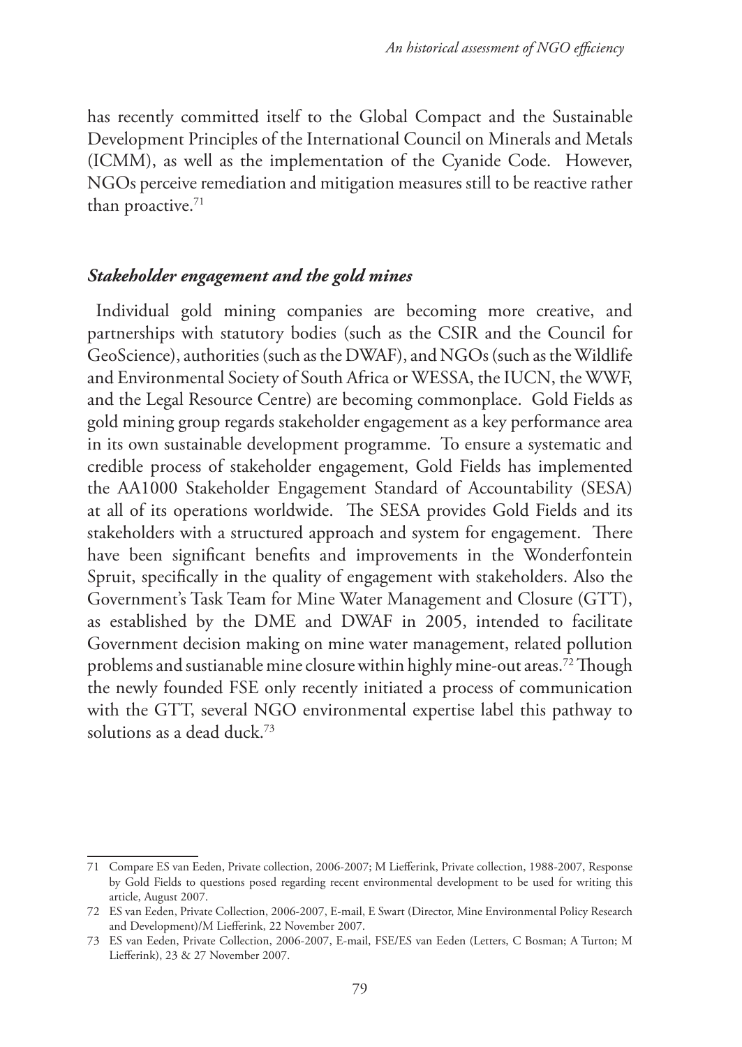has recently committed itself to the Global Compact and the Sustainable Development Principles of the International Council on Minerals and Metals (ICMM), as well as the implementation of the Cyanide Code. However, NGOs perceive remediation and mitigation measures still to be reactive rather than proactive.[71]

### *Stakeholder engagement and the gold mines*

Individual gold mining companies are becoming more creative, and partnerships with statutory bodies (such as the CSIR and the Council for GeoScience), authorities (such as the DWAF), and NGOs (such as the Wildlife and Environmental Society of South Africa or WESSA, the IUCN, the WWF, and the Legal Resource Centre) are becoming commonplace. Gold Fields as gold mining group regards stakeholder engagement as a key performance area in its own sustainable development programme. To ensure a systematic and credible process of stakeholder engagement, Gold Fields has implemented the AA1000 Stakeholder Engagement Standard of Accountability (SESA) at all of its operations worldwide. The SESA provides Gold Fields and its stakeholders with a structured approach and system for engagement. There have been significant benefits and improvements in the Wonderfontein Spruit, specifically in the quality of engagement with stakeholders. Also the Government's Task Team for Mine Water Management and Closure (GTT), as established by the DME and DWAF in 2005, intended to facilitate Government decision making on mine water management, related pollution problems and sustianable mine closure within highly mine-out areas.[72] Though the newly founded FSE only recently initiated a process of communication with the GTT, several NGO environmental expertise label this pathway to solutions as a dead duck.[73]

---

71 Compare ES van Eeden, Private collection, 2006-2007; M Liefferink, Private collection, 1988-2007, Response by Gold Fields to questions posed regarding recent environmental development to be used for writing this article, August 2007.

72 ES van Eeden, Private Collection, 2006-2007, E-mail, E Swart (Director, Mine Environmental Policy Research and Development)/M Liefferink, 22 November 2007.

73 ES van Eeden, Private Collection, 2006-2007, E-mail, FSE/ES van Eeden (Letters, C Bosman; A Turton; M Liefferink), 23 & 27 November 2007.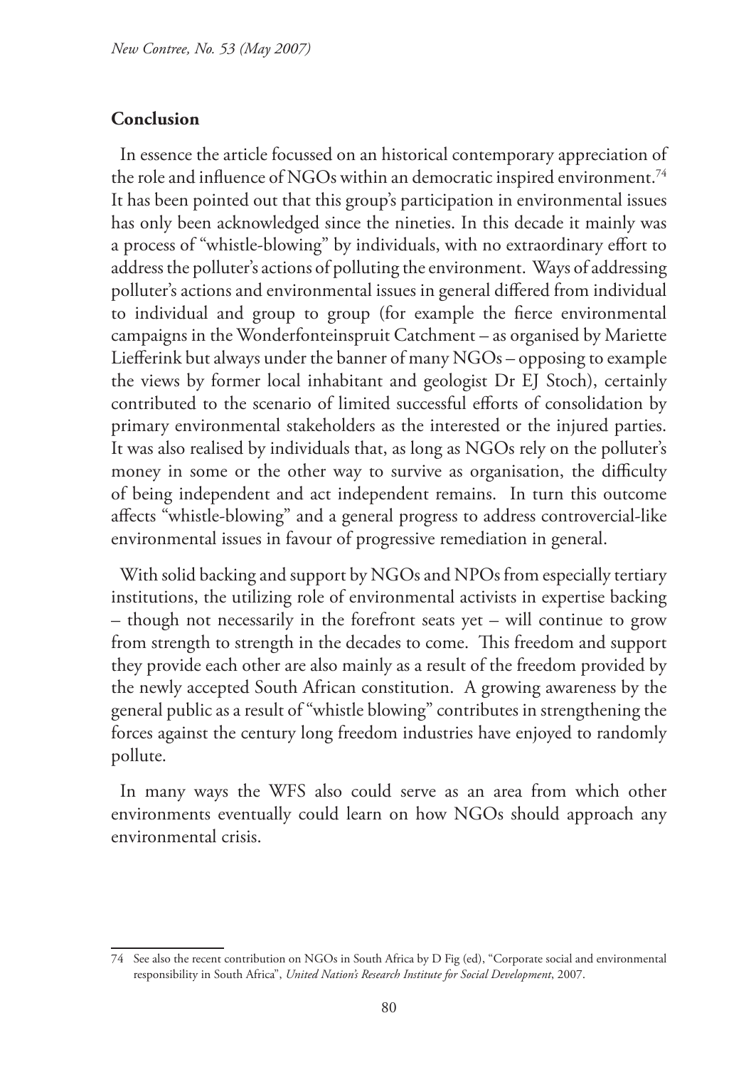## Conclusion

In essence the article focussed on an historical contemporary appreciation of the role and influence of NGOs within an democratic inspired environment.[74] It has been pointed out that this group's participation in environmental issues has only been acknowledged since the nineties. In this decade it mainly was a process of "whistle-blowing" by individuals, with no extraordinary effort to address the polluter's actions of polluting the environment. Ways of addressing polluter's actions and environmental issues in general differed from individual to individual and group to group (for example the fierce environmental campaigns in the Wonderfonteinspruit Catchment – as organised by Mariette Liefferink but always under the banner of many NGOs – opposing to example the views by former local inhabitant and geologist Dr EJ Stoch), certainly contributed to the scenario of limited successful efforts of consolidation by primary environmental stakeholders as the interested or the injured parties. It was also realised by individuals that, as long as NGOs rely on the polluter's money in some or the other way to survive as organisation, the difficulty of being independent and act independent remains. In turn this outcome affects "whistle-blowing" and a general progress to address controvercial-like environmental issues in favour of progressive remediation in general.

With solid backing and support by NGOs and NPOs from especially tertiary institutions, the utilizing role of environmental activists in expertise backing – though not necessarily in the forefront seats yet – will continue to grow from strength to strength in the decades to come. This freedom and support they provide each other are also mainly as a result of the freedom provided by the newly accepted South African constitution. A growing awareness by the general public as a result of "whistle blowing" contributes in strengthening the forces against the century long freedom industries have enjoyed to randomly pollute.

In many ways the WFS also could serve as an area from which other environments eventually could learn on how NGOs should approach any environmental crisis.

74 See also the recent contribution on NGOs in South Africa by D Fig (ed), "Corporate social and environmental responsibility in South Africa", *United Nation's Research Institute for Social Development*, 2007.